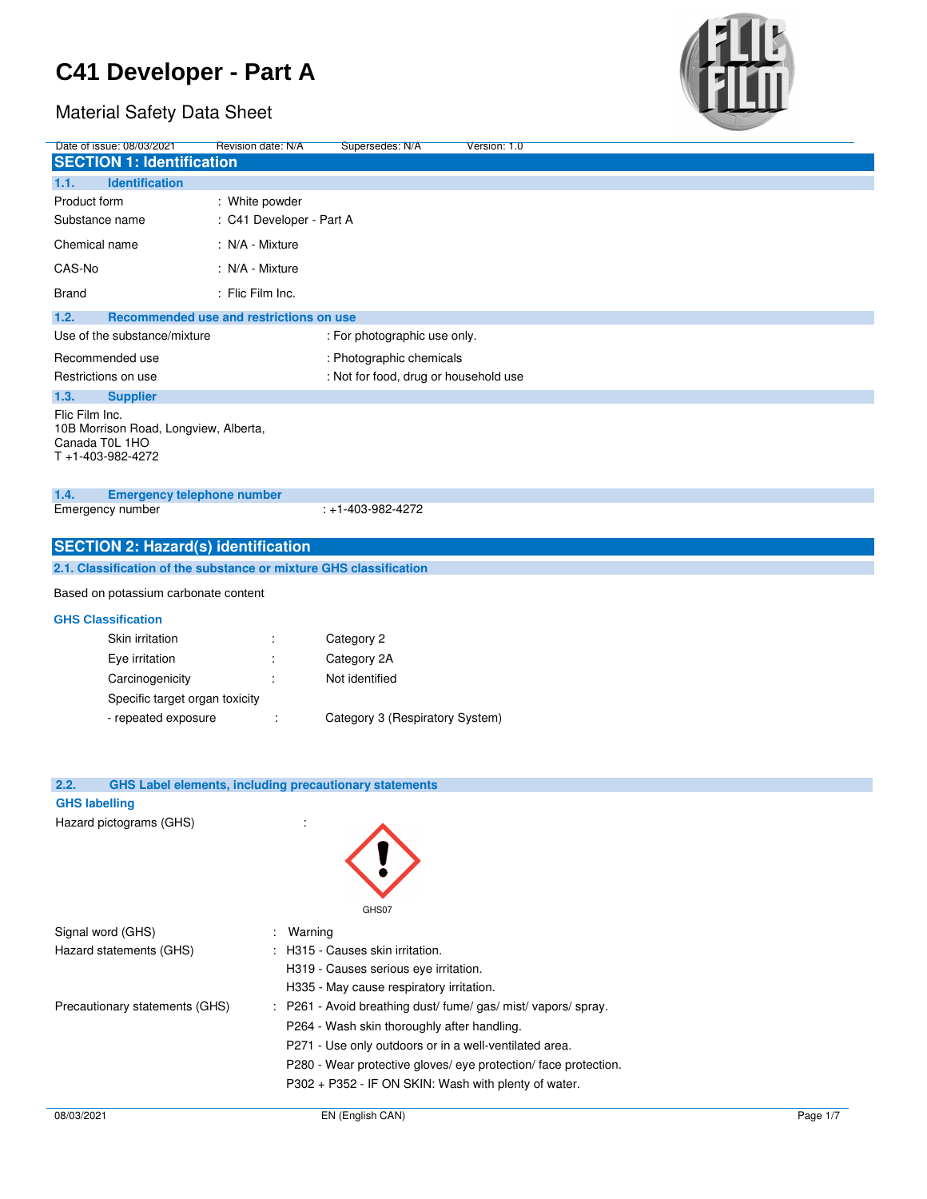# C41 Developer - Part A

Material Safety Data Sheet

Date of issue: 08/03/2021 Revision date: N/A Supersedes: N/A Version: 1.0

## SECTION 1: Identification

### 1.1. Identification

| | |
|---|---|
| Product form | : White powder |
| Substance name | : C41 Developer - Part A |
| Chemical name | : N/A - Mixture |
| CAS-No | : N/A - Mixture |
| Brand | : Flic Film Inc. |

### 1.2. Recommended use and restrictions on use

| | |
|---|---|
| Use of the substance/mixture | : For photographic use only. |
| Recommended use | : Photographic chemicals |
| Restrictions on use | : Not for food, drug or household use |

### 1.3. Supplier

Flic Film Inc.
10B Morrison Road, Longview, Alberta,
Canada T0L 1HO
T +1-403-982-4272

### 1.4. Emergency telephone number

Emergency number : +1-403-982-4272

## SECTION 2: Hazard(s) identification

### 2.1. Classification of the substance or mixture GHS classification

Based on potassium carbonate content

**GHS Classification**

| | | |
|---|---|---|
| Skin irritation | : | Category 2 |
| Eye irritation | : | Category 2A |
| Carcinogenicity | : | Not identified |
| Specific target organ toxicity - repeated exposure | : | Category 3 (Respiratory System) |

### 2.2. GHS Label elements, including precautionary statements

**GHS labelling**

Hazard pictograms (GHS) :

GHS07

Signal word (GHS) : Warning

Hazard statements (GHS) :
- H315 - Causes skin irritation.
- H319 - Causes serious eye irritation.
- H335 - May cause respiratory irritation.

Precautionary statements (GHS) :
- P261 - Avoid breathing dust/ fume/ gas/ mist/ vapors/ spray.
- P264 - Wash skin thoroughly after handling.
- P271 - Use only outdoors or in a well-ventilated area.
- P280 - Wear protective gloves/ eye protection/ face protection.
- P302 + P352 - IF ON SKIN: Wash with plenty of water.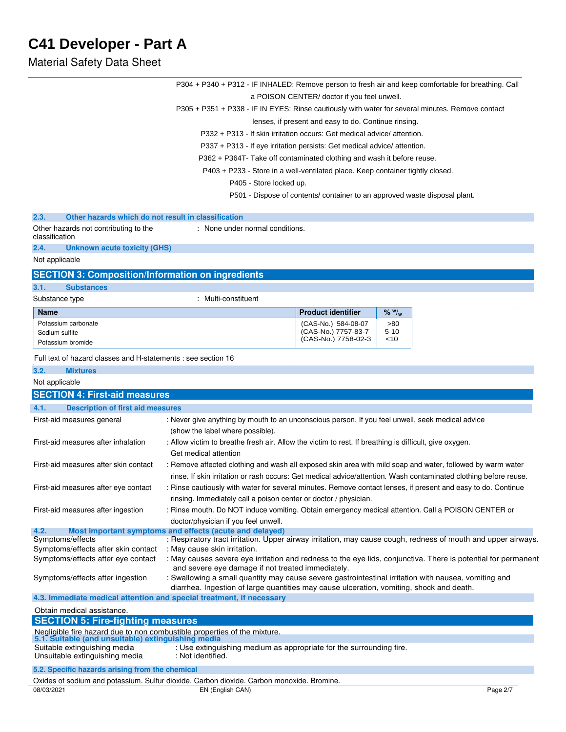P304 + P340 + P312 - IF INHALED: Remove person to fresh air and keep comfortable for breathing. Call a POISON CENTER/ doctor if you feel unwell.

P305 + P351 + P338 - IF IN EYES: Rinse cautiously with water for several minutes. Remove contact lenses, if present and easy to do. Continue rinsing.

P332 + P313 - If skin irritation occurs: Get medical advice/ attention.

P337 + P313 - If eye irritation persists: Get medical advice/ attention.

P362 + P364T- Take off contaminated clothing and wash it before reuse.

P403 + P233 - Store in a well-ventilated place. Keep container tightly closed.

P405 - Store locked up.

P501 - Dispose of contents/ container to an approved waste disposal plant.

### 2.3. Other hazards which do not result in classification

Other hazards not contributing to the classification : None under normal conditions.

### 2.4. Unknown acute toxicity (GHS)

Not applicable

## SECTION 3: Composition/Information on ingredients

### 3.1. Substances

Substance type : Multi-constituent

| Name | Product identifier | % w/w |
|---|---|---|
| Potassium carbonate | (CAS-No.) 584-08-07 | >80 |
| Sodium sulfite | (CAS-No.) 7757-83-7 | 5-10 |
| Potassium bromide | (CAS-No.) 7758-02-3 | <10 |

Full text of hazard classes and H-statements : see section 16

### 3.2. Mixtures

Not applicable

## SECTION 4: First-aid measures

### 4.1. Description of first aid measures

First-aid measures general : Never give anything by mouth to an unconscious person. If you feel unwell, seek medical advice (show the label where possible).

First-aid measures after inhalation : Allow victim to breathe fresh air. Allow the victim to rest. If breathing is difficult, give oxygen. Get medical attention

First-aid measures after skin contact : Remove affected clothing and wash all exposed skin area with mild soap and water, followed by warm water rinse. If skin irritation or rash occurs: Get medical advice/attention. Wash contaminated clothing before reuse.

First-aid measures after eye contact : Rinse cautiously with water for several minutes. Remove contact lenses, if present and easy to do. Continue rinsing. Immediately call a poison center or doctor / physician.

First-aid measures after ingestion : Rinse mouth. Do NOT induce vomiting. Obtain emergency medical attention. Call a POISON CENTER or doctor/physician if you feel unwell.

### 4.2. Most important symptoms and effects (acute and delayed)

Symptoms/effects : Respiratory tract irritation. Upper airway irritation, may cause cough, redness of mouth and upper airways.

Symptoms/effects after skin contact : May cause skin irritation.

Symptoms/effects after eye contact : May causes severe eye irritation and redness to the eye lids, conjunctiva. There is potential for permanent and severe eye damage if not treated immediately.

Symptoms/effects after ingestion : Swallowing a small quantity may cause severe gastrointestinal irritation with nausea, vomiting and diarrhea. Ingestion of large quantities may cause ulceration, vomiting, shock and death.

### 4.3. Immediate medical attention and special treatment, if necessary

Obtain medical assistance.

## SECTION 5: Fire-fighting measures

Negligible fire hazard due to non combustible properties of the mixture.

### 5.1. Suitable (and unsuitable) extinguishing media

Suitable extinguishing media : Use extinguishing medium as appropriate for the surrounding fire.

Unsuitable extinguishing media : Not identified.

### 5.2. Specific hazards arising from the chemical

Oxides of sodium and potassium. Sulfur dioxide. Carbon dioxide. Carbon monoxide. Bromine.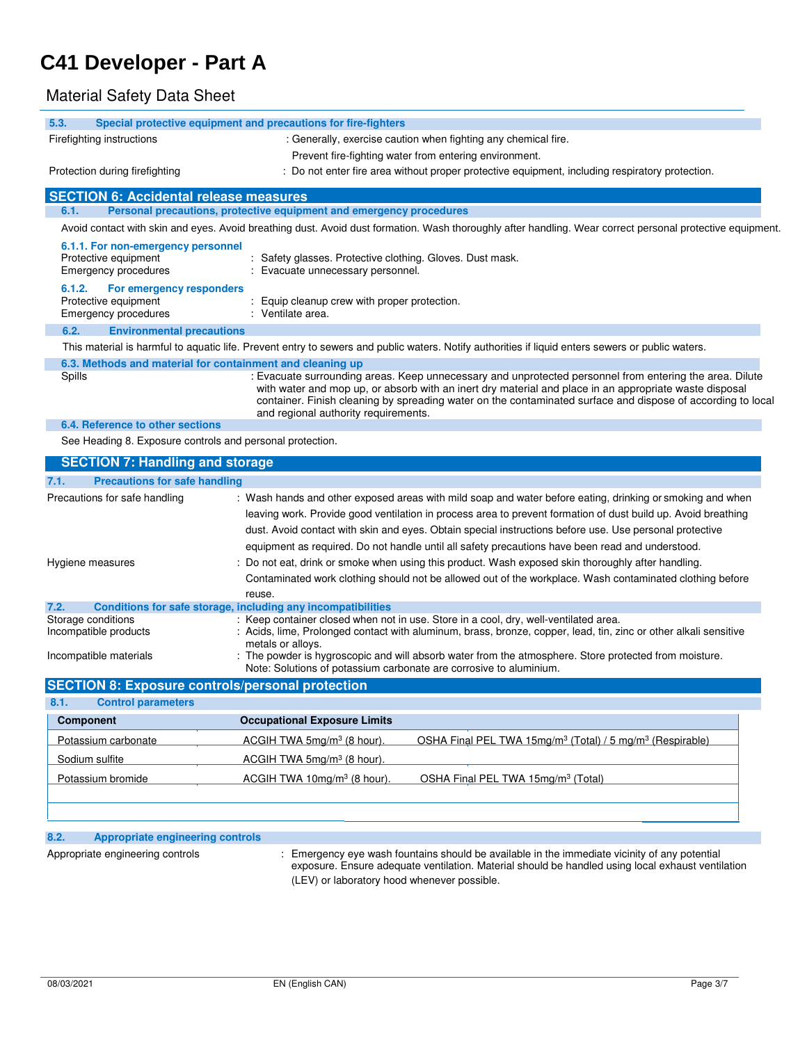### 5.3. Special protective equipment and precautions for fire-fighters

Firefighting instructions : Generally, exercise caution when fighting any chemical fire. Prevent fire-fighting water from entering environment.

Protection during firefighting : Do not enter fire area without proper protective equipment, including respiratory protection.

## SECTION 6: Accidental release measures

### 6.1. Personal precautions, protective equipment and emergency procedures

Avoid contact with skin and eyes. Avoid breathing dust. Avoid dust formation. Wash thoroughly after handling. Wear correct personal protective equipment.

#### 6.1.1. For non-emergency personnel

Protective equipment : Safety glasses. Protective clothing. Gloves. Dust mask.

Emergency procedures : Evacuate unnecessary personnel.

#### 6.1.2. For emergency responders

Protective equipment : Equip cleanup crew with proper protection.

Emergency procedures : Ventilate area.

### 6.2. Environmental precautions

This material is harmful to aquatic life. Prevent entry to sewers and public waters. Notify authorities if liquid enters sewers or public waters.

### 6.3. Methods and material for containment and cleaning up

Spills : Evacuate surrounding areas. Keep unnecessary and unprotected personnel from entering the area. Dilute with water and mop up, or absorb with an inert dry material and place in an appropriate waste disposal container. Finish cleaning by spreading water on the contaminated surface and dispose of according to local and regional authority requirements.

### 6.4. Reference to other sections

See Heading 8. Exposure controls and personal protection.

## SECTION 7: Handling and storage

### 7.1. Precautions for safe handling

Precautions for safe handling : Wash hands and other exposed areas with mild soap and water before eating, drinking or smoking and when leaving work. Provide good ventilation in process area to prevent formation of dust build up. Avoid breathing dust. Avoid contact with skin and eyes. Obtain special instructions before use. Use personal protective equipment as required. Do not handle until all safety precautions have been read and understood.

Hygiene measures : Do not eat, drink or smoke when using this product. Wash exposed skin thoroughly after handling. Contaminated work clothing should not be allowed out of the workplace. Wash contaminated clothing before reuse.

### 7.2. Conditions for safe storage, including any incompatibilities

Storage conditions : Keep container closed when not in use. Store in a cool, dry, well-ventilated area.

Incompatible products : Acids, lime, Prolonged contact with aluminum, brass, bronze, copper, lead, tin, zinc or other alkali sensitive metals or alloys.

Incompatible materials : The powder is hygroscopic and will absorb water from the atmosphere. Store protected from moisture. Note: Solutions of potassium carbonate are corrosive to aluminium.

## SECTION 8: Exposure controls/personal protection

### 8.1. Control parameters

| Component | Occupational Exposure Limits | |
|---|---|---|
| Potassium carbonate | ACGIH TWA 5mg/m³ (8 hour). | OSHA Final PEL TWA 15mg/m³ (Total) / 5 mg/m³ (Respirable) |
| Sodium sulfite | ACGIH TWA 5mg/m³ (8 hour). | |
| Potassium bromide | ACGIH TWA 10mg/m³ (8 hour). | OSHA Final PEL TWA 15mg/m³ (Total) |

### 8.2. Appropriate engineering controls

Appropriate engineering controls : Emergency eye wash fountains should be available in the immediate vicinity of any potential exposure. Ensure adequate ventilation. Material should be handled using local exhaust ventilation (LEV) or laboratory hood whenever possible.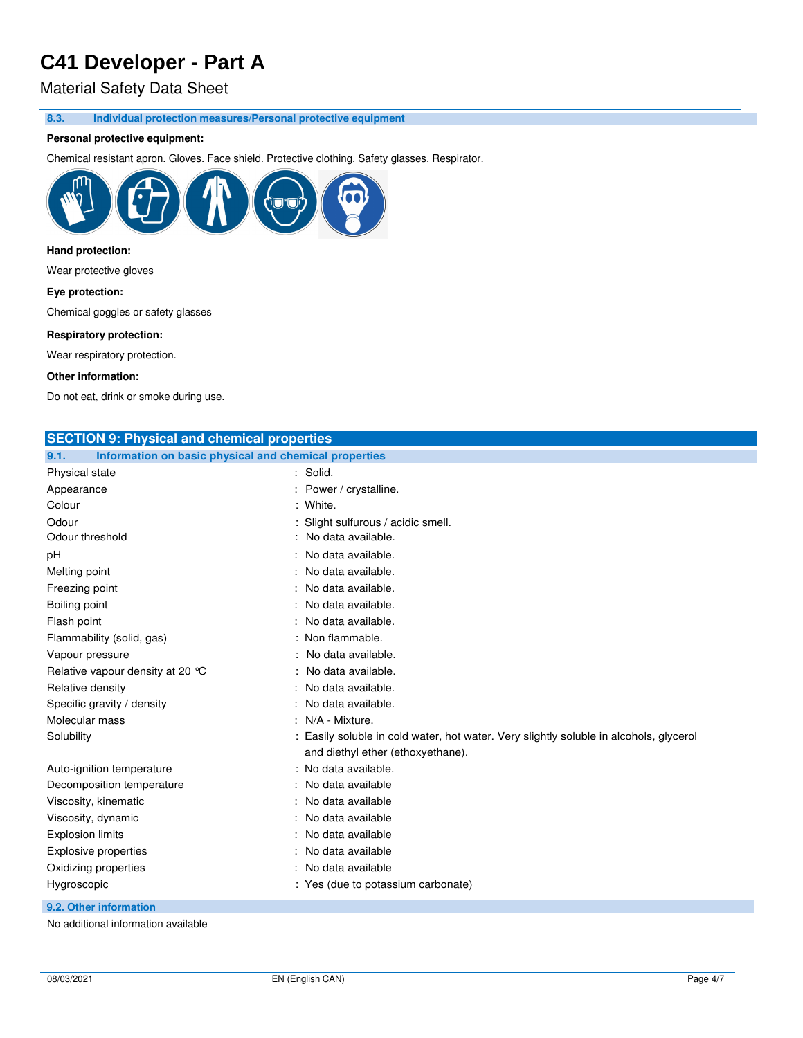### 8.3. Individual protection measures/Personal protective equipment

**Personal protective equipment:**

Chemical resistant apron. Gloves. Face shield. Protective clothing. Safety glasses. Respirator.

**Hand protection:**

Wear protective gloves

**Eye protection:**

Chemical goggles or safety glasses

**Respiratory protection:**

Wear respiratory protection.

**Other information:**

Do not eat, drink or smoke during use.

## SECTION 9: Physical and chemical properties

### 9.1. Information on basic physical and chemical properties

| Property | Value |
|---|---|
| Physical state | Solid. |
| Appearance | Power / crystalline. |
| Colour | White. |
| Odour | Slight sulfurous / acidic smell. |
| Odour threshold | No data available. |
| pH | No data available. |
| Melting point | No data available. |
| Freezing point | No data available. |
| Boiling point | No data available. |
| Flash point | No data available. |
| Flammability (solid, gas) | Non flammable. |
| Vapour pressure | No data available. |
| Relative vapour density at 20 °C | No data available. |
| Relative density | No data available. |
| Specific gravity / density | No data available. |
| Molecular mass | N/A - Mixture. |
| Solubility | Easily soluble in cold water, hot water. Very slightly soluble in alcohols, glycerol and diethyl ether (ethoxyethane). |
| Auto-ignition temperature | No data available. |
| Decomposition temperature | No data available |
| Viscosity, kinematic | No data available |
| Viscosity, dynamic | No data available |
| Explosion limits | No data available |
| Explosive properties | No data available |
| Oxidizing properties | No data available |
| Hygroscopic | Yes (due to potassium carbonate) |

### 9.2. Other information

No additional information available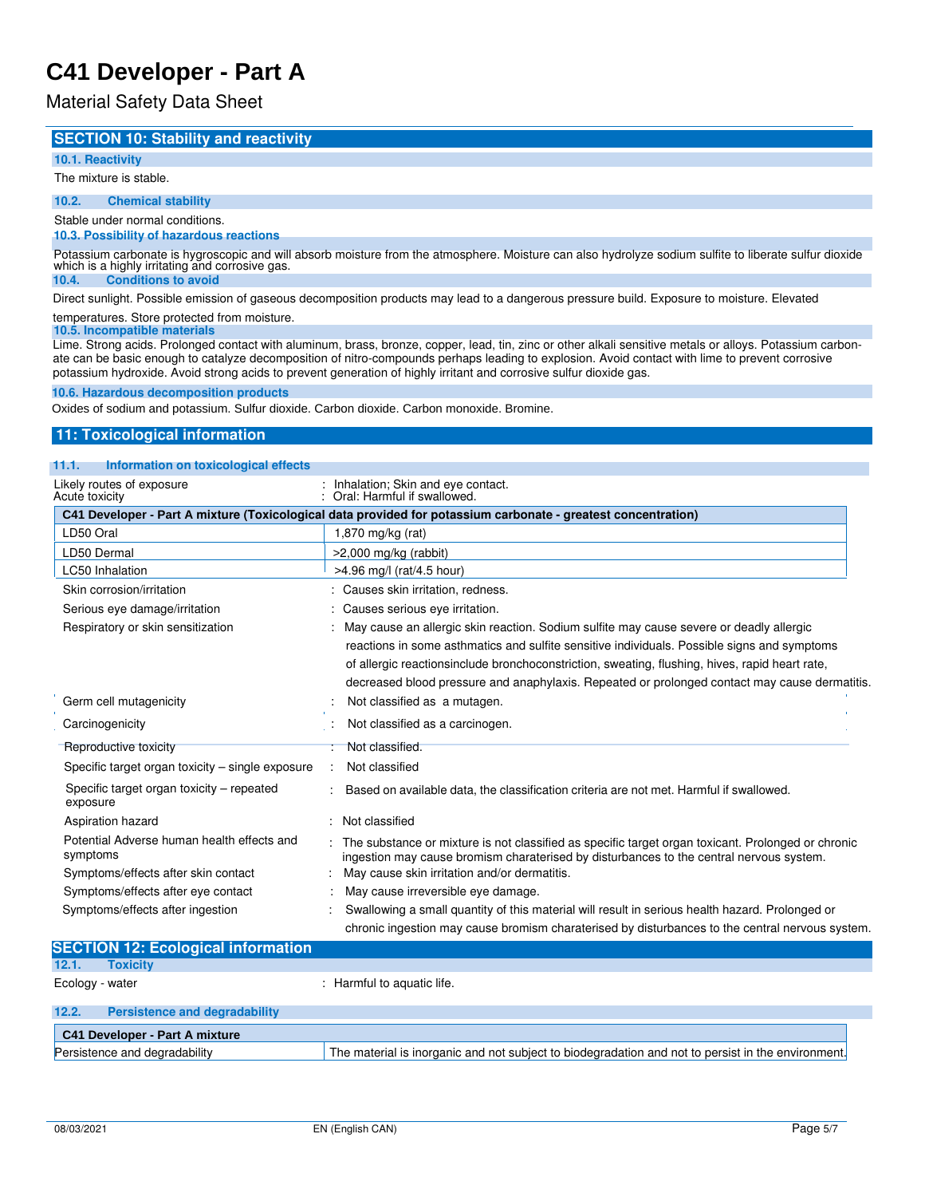## SECTION 10: Stability and reactivity

### 10.1. Reactivity

The mixture is stable.

### 10.2. Chemical stability

Stable under normal conditions.

### 10.3. Possibility of hazardous reactions

Potassium carbonate is hygroscopic and will absorb moisture from the atmosphere. Moisture can also hydrolyze sodium sulfite to liberate sulfur dioxide which is a highly irritating and corrosive gas.

### 10.4. Conditions to avoid

Direct sunlight. Possible emission of gaseous decomposition products may lead to a dangerous pressure build. Exposure to moisture. Elevated temperatures. Store protected from moisture.

### 10.5. Incompatible materials

Lime. Strong acids. Prolonged contact with aluminum, brass, bronze, copper, lead, tin, zinc or other alkali sensitive metals or alloys. Potassium carbonate can be basic enough to catalyze decomposition of nitro-compounds perhaps leading to explosion. Avoid contact with lime to prevent corrosive potassium hydroxide. Avoid strong acids to prevent generation of highly irritant and corrosive sulfur dioxide gas.

### 10.6. Hazardous decomposition products

Oxides of sodium and potassium. Sulfur dioxide. Carbon dioxide. Carbon monoxide. Bromine.

## 11: Toxicological information

### 11.1. Information on toxicological effects

Likely routes of exposure : Inhalation; Skin and eye contact.

Acute toxicity : Oral: Harmful if swallowed.

| C41 Developer - Part A mixture (Toxicological data provided for potassium carbonate - greatest concentration) | |
|---|---|
| LD50 Oral | 1,870 mg/kg (rat) |
| LD50 Dermal | >2,000 mg/kg (rabbit) |
| LC50 Inhalation | >4.96 mg/l (rat/4.5 hour) |

Skin corrosion/irritation : Causes skin irritation, redness.

Serious eye damage/irritation : Causes serious eye irritation.

Respiratory or skin sensitization : May cause an allergic skin reaction. Sodium sulfite may cause severe or deadly allergic reactions in some asthmatics and sulfite sensitive individuals. Possible signs and symptoms of allergic reactionsinclude bronchoconstriction, sweating, flushing, hives, rapid heart rate, decreased blood pressure and anaphylaxis. Repeated or prolonged contact may cause dermatitis.

Germ cell mutagenicity : Not classified as a mutagen.

Carcinogenicity : Not classified as a carcinogen.

Reproductive toxicity : Not classified.

Specific target organ toxicity – single exposure : Not classified

Specific target organ toxicity – repeated exposure : Based on available data, the classification criteria are not met. Harmful if swallowed.

Aspiration hazard : Not classified

Potential Adverse human health effects and symptoms : The substance or mixture is not classified as specific target organ toxicant. Prolonged or chronic ingestion may cause bromism charaterised by disturbances to the central nervous system.

Symptoms/effects after skin contact : May cause skin irritation and/or dermatitis.

Symptoms/effects after eye contact : May cause irreversible eye damage.

Symptoms/effects after ingestion : Swallowing a small quantity of this material will result in serious health hazard. Prolonged or chronic ingestion may cause bromism charaterised by disturbances to the central nervous system.

## SECTION 12: Ecological information

### 12.1. Toxicity

Ecology - water : Harmful to aquatic life.

### 12.2. Persistence and degradability

| C41 Developer - Part A mixture | |
|---|---|
| Persistence and degradability | The material is inorganic and not subject to biodegradation and not to persist in the environment. |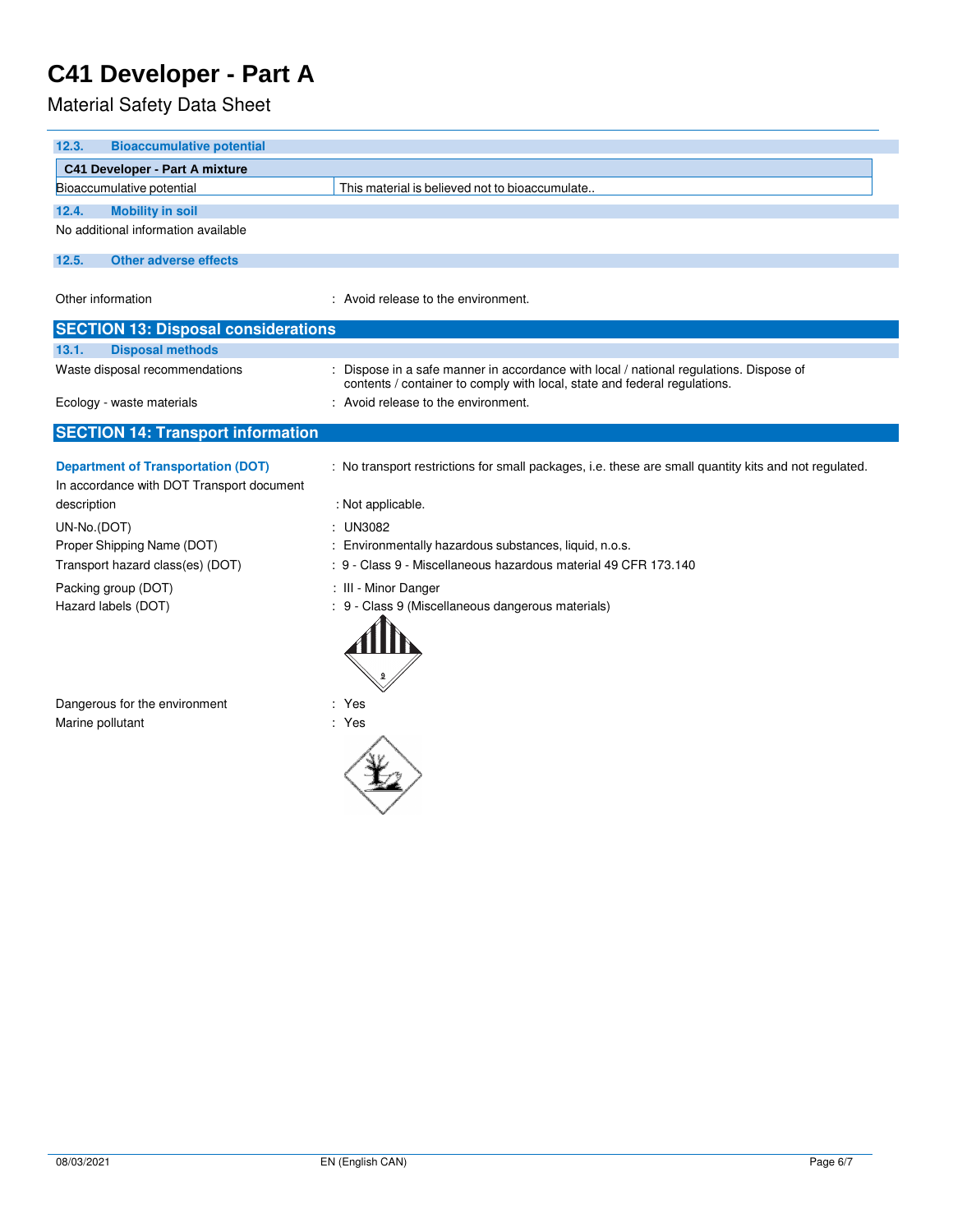### 12.3. Bioaccumulative potential

| C41 Developer - Part A mixture | |
|---|---|
| Bioaccumulative potential | This material is believed not to bioaccumulate.. |

### 12.4. Mobility in soil

No additional information available

### 12.5. Other adverse effects

Other information : Avoid release to the environment.

## SECTION 13: Disposal considerations

### 13.1. Disposal methods

Waste disposal recommendations : Dispose in a safe manner in accordance with local / national regulations. Dispose of contents / container to comply with local, state and federal regulations.

Ecology - waste materials : Avoid release to the environment.

## SECTION 14: Transport information

**Department of Transportation (DOT)** : No transport restrictions for small packages, i.e. these are small quantity kits and not regulated.

In accordance with DOT Transport document description : Not applicable.

UN-No.(DOT) : UN3082

Proper Shipping Name (DOT) : Environmentally hazardous substances, liquid, n.o.s.

Transport hazard class(es) (DOT) : 9 - Class 9 - Miscellaneous hazardous material 49 CFR 173.140

Packing group (DOT) : III - Minor Danger

Hazard labels (DOT) : 9 - Class 9 (Miscellaneous dangerous materials)

Dangerous for the environment : Yes

Marine pollutant : Yes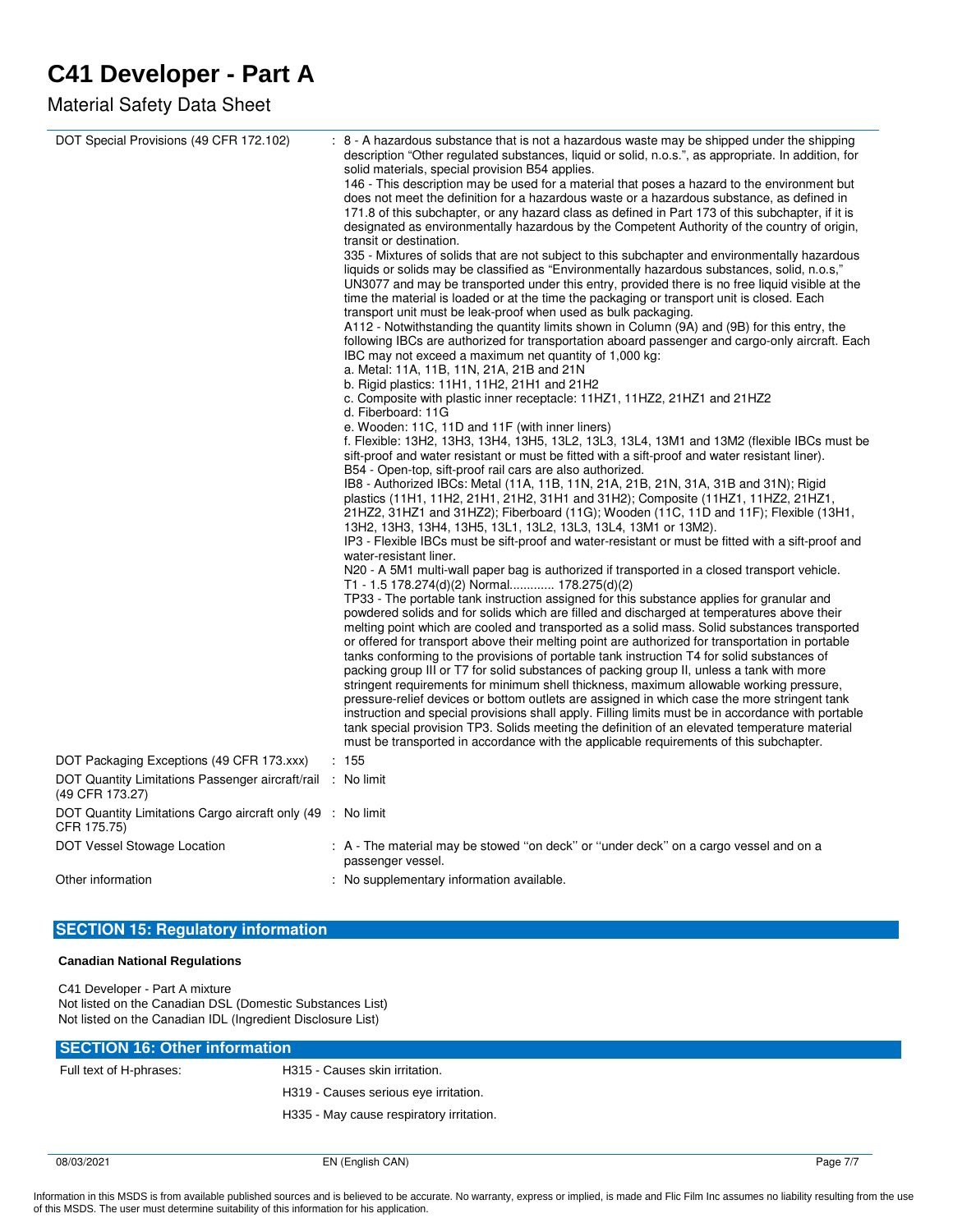| | |
|---|---|
| DOT Special Provisions (49 CFR 172.102) | : 8 - A hazardous substance that is not a hazardous waste may be shipped under the shipping description "Other regulated substances, liquid or solid, n.o.s.", as appropriate. In addition, for solid materials, special provision B54 applies.<br>146 - This description may be used for a material that poses a hazard to the environment but does not meet the definition for a hazardous waste or a hazardous substance, as defined in 171.8 of this subchapter, or any hazard class as defined in Part 173 of this subchapter, if it is designated as environmentally hazardous by the Competent Authority of the country of origin, transit or destination.<br>335 - Mixtures of solids that are not subject to this subchapter and environmentally hazardous liquids or solids may be classified as "Environmentally hazardous substances, solid, n.o.s," UN3077 and may be transported under this entry, provided there is no free liquid visible at the time the material is loaded or at the time the packaging or transport unit is closed. Each transport unit must be leak-proof when used as bulk packaging.<br>A112 - Notwithstanding the quantity limits shown in Column (9A) and (9B) for this entry, the following IBCs are authorized for transportation aboard passenger and cargo-only aircraft. Each IBC may not exceed a maximum net quantity of 1,000 kg:<br>a. Metal: 11A, 11B, 11N, 21A, 21B and 21N<br>b. Rigid plastics: 11H1, 11H2, 21H1 and 21H2<br>c. Composite with plastic inner receptacle: 11HZ1, 11HZ2, 21HZ1 and 21HZ2<br>d. Fiberboard: 11G<br>e. Wooden: 11C, 11D and 11F (with inner liners)<br>f. Flexible: 13H2, 13H3, 13H4, 13H5, 13L2, 13L3, 13L4, 13M1 and 13M2 (flexible IBCs must be sift-proof and water resistant or must be fitted with a sift-proof and water resistant liner).<br>B54 - Open-top, sift-proof rail cars are also authorized.<br>IB8 - Authorized IBCs: Metal (11A, 11B, 11N, 21A, 21B, 21N, 31A, 31B and 31N); Rigid plastics (11H1, 11H2, 21H1, 21H2, 31H1 and 31H2); Composite (11HZ1, 11HZ2, 21HZ1, 21HZ2, 31HZ1 and 31HZ2); Fiberboard (11G); Wooden (11C, 11D and 11F); Flexible (13H1, 13H2, 13H3, 13H4, 13H5, 13L1, 13L2, 13L3, 13L4, 13M1 or 13M2).<br>IP3 - Flexible IBCs must be sift-proof and water-resistant or must be fitted with a sift-proof and water-resistant liner.<br>N20 - A 5M1 multi-wall paper bag is authorized if transported in a closed transport vehicle.<br>T1 - 1.5 178.274(d)(2) Normal............ 178.275(d)(2)<br>TP33 - The portable tank instruction assigned for this substance applies for granular and powdered solids and for solids which are filled and discharged at temperatures above their melting point which are cooled and transported as a solid mass. Solid substances transported or offered for transport above their melting point are authorized for transportation in portable tanks conforming to the provisions of portable tank instruction T4 for solid substances of packing group III or T7 for solid substances of packing group II, unless a tank with more stringent requirements for minimum shell thickness, maximum allowable working pressure, pressure-relief devices or bottom outlets are assigned in which case the more stringent tank instruction and special provisions shall apply. Filling limits must be in accordance with portable tank special provision TP3. Solids meeting the definition of an elevated temperature material must be transported in accordance with the applicable requirements of this subchapter. |
| DOT Packaging Exceptions (49 CFR 173.xxx) | : 155 |
| DOT Quantity Limitations Passenger aircraft/rail (49 CFR 173.27) | : No limit |
| DOT Quantity Limitations Cargo aircraft only (49 CFR 175.75) | : No limit |
| DOT Vessel Stowage Location | : A - The material may be stowed "on deck" or "under deck" on a cargo vessel and on a passenger vessel. |
| Other information | : No supplementary information available. |

## SECTION 15: Regulatory information

**Canadian National Regulations**

C41 Developer - Part A mixture
Not listed on the Canadian DSL (Domestic Substances List)
Not listed on the Canadian IDL (Ingredient Disclosure List)

## SECTION 16: Other information

| | |
|---|---|
| Full text of H-phrases: | H315 - Causes skin irritation. |
| | H319 - Causes serious eye irritation. |
| | H335 - May cause respiratory irritation. |

08/03/2021 EN (English CAN)

Information in this MSDS is from available published sources and is believed to be accurate. No warranty, express or implied, is made and Flic Film Inc assumes no liability resulting from the use of this MSDS. The user must determine suitability of this information for his application.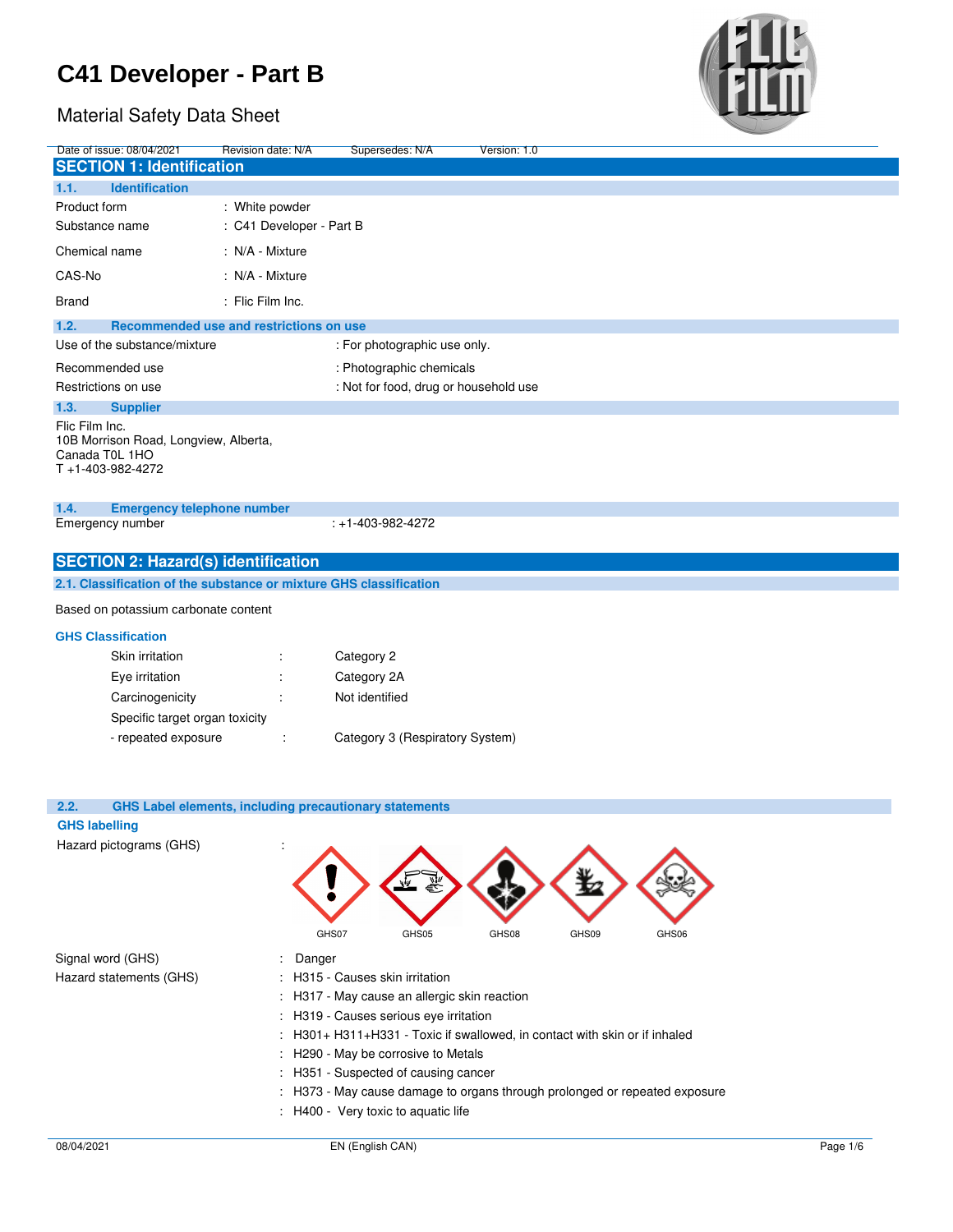# C41 Developer - Part B

Material Safety Data Sheet

Date of issue: 08/04/2021 Revision date: N/A Supersedes: N/A Version: 1.0

## SECTION 1: Identification

### 1.1. Identification

| | |
|---|---|
| Product form | : White powder |
| Substance name | : C41 Developer - Part B |
| Chemical name | : N/A - Mixture |
| CAS-No | : N/A - Mixture |
| Brand | : Flic Film Inc. |

### 1.2. Recommended use and restrictions on use

| | |
|---|---|
| Use of the substance/mixture | : For photographic use only. |
| Recommended use | : Photographic chemicals |
| Restrictions on use | : Not for food, drug or household use |

### 1.3. Supplier

Flic Film Inc.
10B Morrison Road, Longview, Alberta,
Canada T0L 1HO
T +1-403-982-4272

### 1.4. Emergency telephone number

Emergency number : +1-403-982-4272

## SECTION 2: Hazard(s) identification

### 2.1. Classification of the substance or mixture GHS classification

Based on potassium carbonate content

**GHS Classification**

| | | |
|---|---|---|
| Skin irritation | : | Category 2 |
| Eye irritation | : | Category 2A |
| Carcinogenicity | : | Not identified |
| Specific target organ toxicity - repeated exposure | : | Category 3 (Respiratory System) |

### 2.2. GHS Label elements, including precautionary statements

**GHS labelling**

Hazard pictograms (GHS) : GHS07 GHS05 GHS08 GHS09 GHS06

Signal word (GHS) : Danger

Hazard statements (GHS) :
- H315 - Causes skin irritation
- H317 - May cause an allergic skin reaction
- H319 - Causes serious eye irritation
- H301+ H311+H331 - Toxic if swallowed, in contact with skin or if inhaled
- H290 - May be corrosive to Metals
- H351 - Suspected of causing cancer
- H373 - May cause damage to organs through prolonged or repeated exposure
- H400 - Very toxic to aquatic life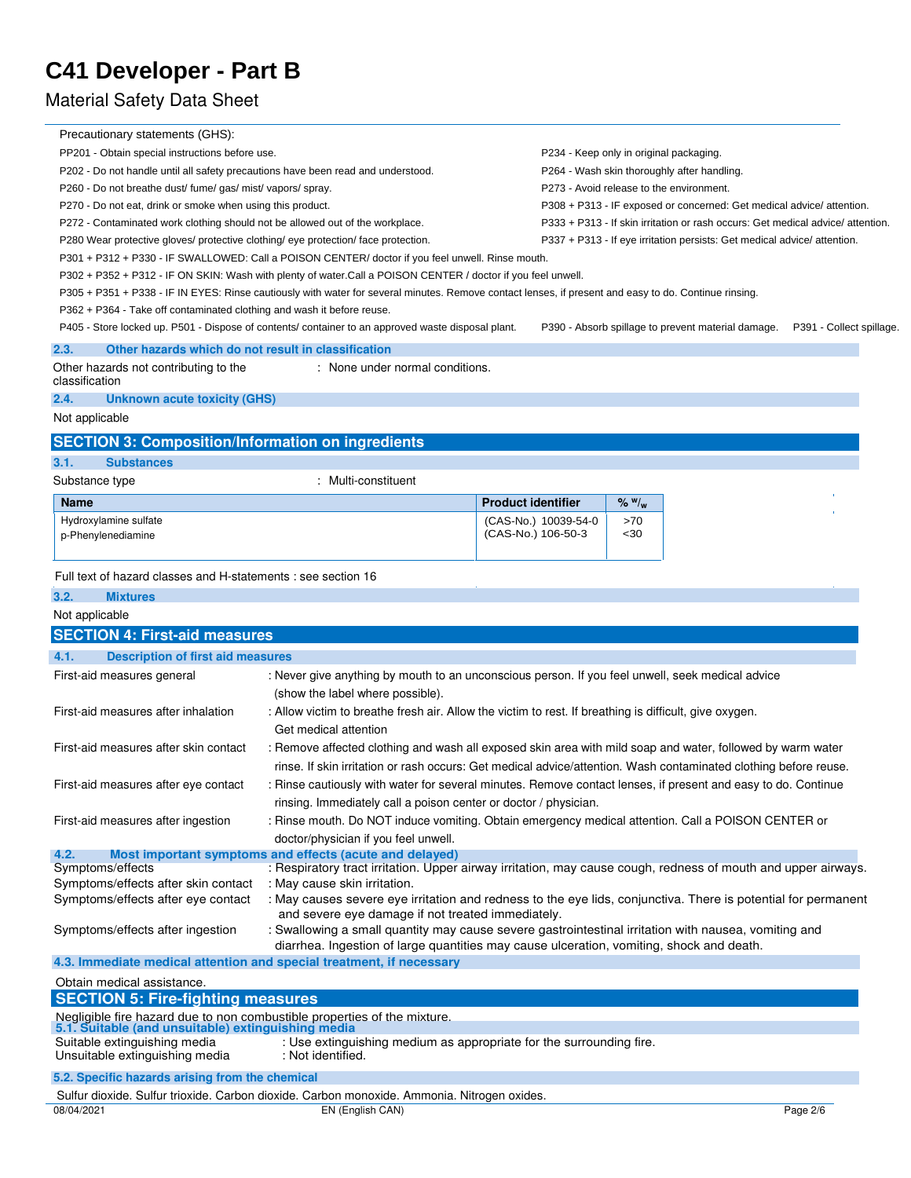# C41 Developer - Part B

## Material Safety Data Sheet

Precautionary statements (GHS):

PP201 - Obtain special instructions before use.

P202 - Do not handle until all safety precautions have been read and understood.

P260 - Do not breathe dust/ fume/ gas/ mist/ vapors/ spray.

P270 - Do not eat, drink or smoke when using this product.

P272 - Contaminated work clothing should not be allowed out of the workplace.

P280 Wear protective gloves/ protective clothing/ eye protection/ face protection.

P234 - Keep only in original packaging.

P264 - Wash skin thoroughly after handling.

P273 - Avoid release to the environment.

P308 + P313 - IF exposed or concerned: Get medical advice/ attention.

P333 + P313 - If skin irritation or rash occurs: Get medical advice/ attention.

P337 + P313 - If eye irritation persists: Get medical advice/ attention.

P301 + P312 + P330 - IF SWALLOWED: Call a POISON CENTER/ doctor if you feel unwell. Rinse mouth.

P302 + P352 + P312 - IF ON SKIN: Wash with plenty of water.Call a POISON CENTER / doctor if you feel unwell.

P305 + P351 + P338 - IF IN EYES: Rinse cautiously with water for several minutes. Remove contact lenses, if present and easy to do. Continue rinsing.

P362 + P364 - Take off contaminated clothing and wash it before reuse.

P405 - Store locked up. P501 - Dispose of contents/ container to an approved waste disposal plant.

P390 - Absorb spillage to prevent material damage. P391 - Collect spillage.

### 2.3. Other hazards which do not result in classification

Other hazards not contributing to the classification : None under normal conditions.

### 2.4. Unknown acute toxicity (GHS)

Not applicable

## SECTION 3: Composition/Information on ingredients

### 3.1. Substances

Substance type : Multi-constituent

| Name | Product identifier | % $^{w}/_{w}$ |
|---|---|---|
| Hydroxylamine sulfate | (CAS-No.) 10039-54-0 | >70 |
| p-Phenylenediamine | (CAS-No.) 106-50-3 | <30 |

Full text of hazard classes and H-statements : see section 16

### 3.2. Mixtures

Not applicable

## SECTION 4: First-aid measures

### 4.1. Description of first aid measures

First-aid measures general : Never give anything by mouth to an unconscious person. If you feel unwell, seek medical advice (show the label where possible).

First-aid measures after inhalation : Allow victim to breathe fresh air. Allow the victim to rest. If breathing is difficult, give oxygen. Get medical attention

First-aid measures after skin contact : Remove affected clothing and wash all exposed skin area with mild soap and water, followed by warm water rinse. If skin irritation or rash occurs: Get medical advice/attention. Wash contaminated clothing before reuse.

First-aid measures after eye contact : Rinse cautiously with water for several minutes. Remove contact lenses, if present and easy to do. Continue rinsing. Immediately call a poison center or doctor / physician.

First-aid measures after ingestion : Rinse mouth. Do NOT induce vomiting. Obtain emergency medical attention. Call a POISON CENTER or doctor/physician if you feel unwell.

### 4.2. Most important symptoms and effects (acute and delayed)

Symptoms/effects : Respiratory tract irritation. Upper airway irritation, may cause cough, redness of mouth and upper airways.

Symptoms/effects after skin contact : May cause skin irritation.

Symptoms/effects after eye contact : May causes severe eye irritation and redness to the eye lids, conjunctiva. There is potential for permanent and severe eye damage if not treated immediately.

Symptoms/effects after ingestion : Swallowing a small quantity may cause severe gastrointestinal irritation with nausea, vomiting and diarrhea. Ingestion of large quantities may cause ulceration, vomiting, shock and death.

### 4.3. Immediate medical attention and special treatment, if necessary

Obtain medical assistance.

## SECTION 5: Fire-fighting measures

Negligible fire hazard due to non combustible properties of the mixture.

### 5.1. Suitable (and unsuitable) extinguishing media

Suitable extinguishing media : Use extinguishing medium as appropriate for the surrounding fire.

Unsuitable extinguishing media : Not identified.

### 5.2. Specific hazards arising from the chemical

Sulfur dioxide. Sulfur trioxide. Carbon dioxide. Carbon monoxide. Ammonia. Nitrogen oxides.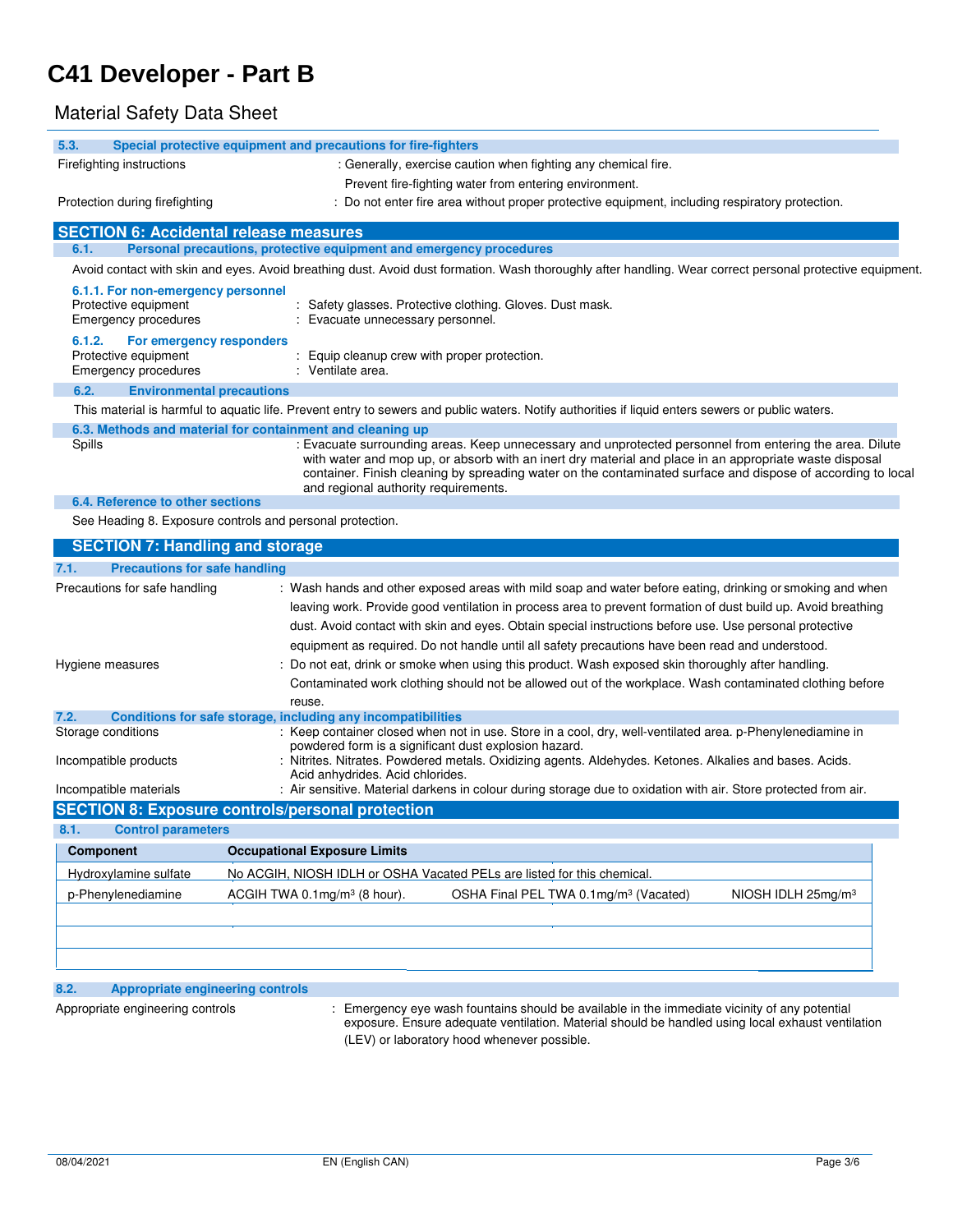# C41 Developer - Part B

## Material Safety Data Sheet

### 5.3. Special protective equipment and precautions for fire-fighters

Firefighting instructions : Generally, exercise caution when fighting any chemical fire.

Prevent fire-fighting water from entering environment.

Protection during firefighting : Do not enter fire area without proper protective equipment, including respiratory protection.

## SECTION 6: Accidental release measures

### 6.1. Personal precautions, protective equipment and emergency procedures

Avoid contact with skin and eyes. Avoid breathing dust. Avoid dust formation. Wash thoroughly after handling. Wear correct personal protective equipment.

#### 6.1.1. For non-emergency personnel

Protective equipment : Safety glasses. Protective clothing. Gloves. Dust mask.

Emergency procedures : Evacuate unnecessary personnel.

#### 6.1.2. For emergency responders

Protective equipment : Equip cleanup crew with proper protection.

Emergency procedures : Ventilate area.

### 6.2. Environmental precautions

This material is harmful to aquatic life. Prevent entry to sewers and public waters. Notify authorities if liquid enters sewers or public waters.

### 6.3. Methods and material for containment and cleaning up

Spills : Evacuate surrounding areas. Keep unnecessary and unprotected personnel from entering the area. Dilute with water and mop up, or absorb with an inert dry material and place in an appropriate waste disposal container. Finish cleaning by spreading water on the contaminated surface and dispose of according to local and regional authority requirements.

### 6.4. Reference to other sections

See Heading 8. Exposure controls and personal protection.

## SECTION 7: Handling and storage

### 7.1. Precautions for safe handling

Precautions for safe handling : Wash hands and other exposed areas with mild soap and water before eating, drinking or smoking and when leaving work. Provide good ventilation in process area to prevent formation of dust build up. Avoid breathing dust. Avoid contact with skin and eyes. Obtain special instructions before use. Use personal protective equipment as required. Do not handle until all safety precautions have been read and understood.

Hygiene measures : Do not eat, drink or smoke when using this product. Wash exposed skin thoroughly after handling. Contaminated work clothing should not be allowed out of the workplace. Wash contaminated clothing before reuse.

### 7.2. Conditions for safe storage, including any incompatibilities

Storage conditions : Keep container closed when not in use. Store in a cool, dry, well-ventilated area. p-Phenylenediamine in powdered form is a significant dust explosion hazard.

Incompatible products : Nitrites. Nitrates. Powdered metals. Oxidizing agents. Aldehydes. Ketones. Alkalies and bases. Acids. Acid anhydrides. Acid chlorides.

Incompatible materials : Air sensitive. Material darkens in colour during storage due to oxidation with air. Store protected from air.

## SECTION 8: Exposure controls/personal protection

### 8.1. Control parameters

| Component | Occupational Exposure Limits | | |
|---|---|---|---|
| Hydroxylamine sulfate | No ACGIH, NIOSH IDLH or OSHA Vacated PELs are listed for this chemical. | | |
| p-Phenylenediamine | ACGIH TWA 0.1mg/m³ (8 hour). | OSHA Final PEL TWA 0.1mg/m³ (Vacated) | NIOSH IDLH 25mg/m³ |

### 8.2. Appropriate engineering controls

Appropriate engineering controls : Emergency eye wash fountains should be available in the immediate vicinity of any potential exposure. Ensure adequate ventilation. Material should be handled using local exhaust ventilation (LEV) or laboratory hood whenever possible.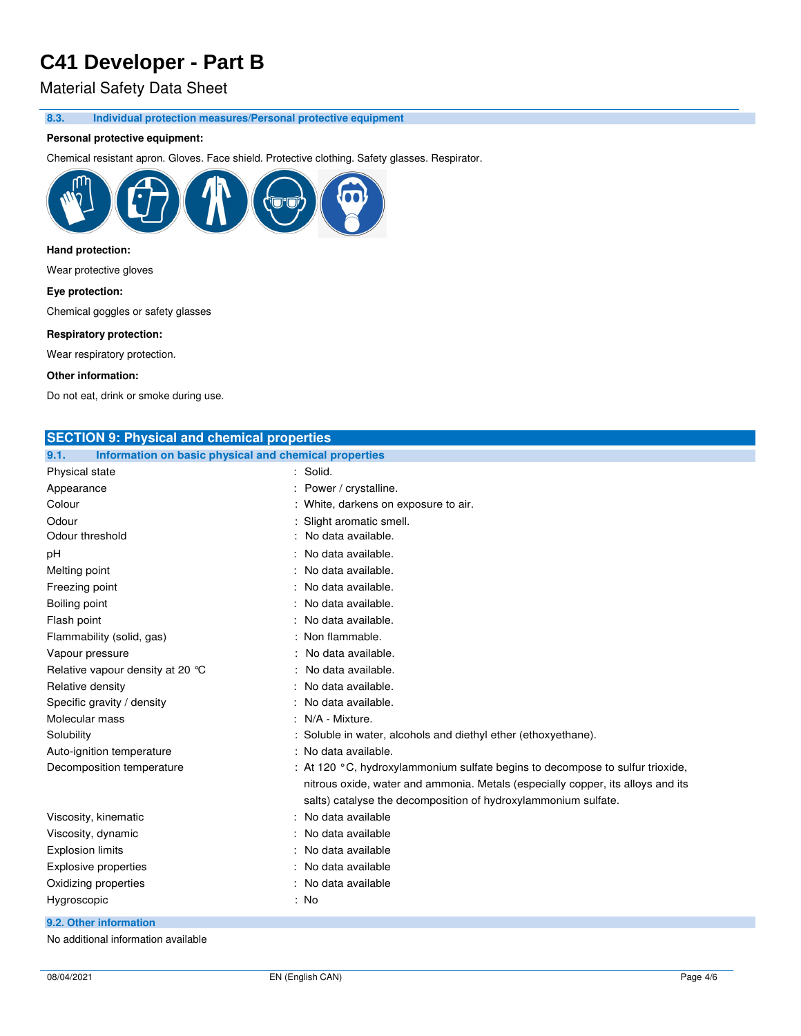### 8.3. Individual protection measures/Personal protective equipment

**Personal protective equipment:**

Chemical resistant apron. Gloves. Face shield. Protective clothing. Safety glasses. Respirator.

**Hand protection:**

Wear protective gloves

**Eye protection:**

Chemical goggles or safety glasses

**Respiratory protection:**

Wear respiratory protection.

**Other information:**

Do not eat, drink or smoke during use.

## SECTION 9: Physical and chemical properties

### 9.1. Information on basic physical and chemical properties

| | |
|---|---|
| Physical state | : Solid. |
| Appearance | : Power / crystalline. |
| Colour | : White, darkens on exposure to air. |
| Odour | : Slight aromatic smell. |
| Odour threshold | : No data available. |
| pH | : No data available. |
| Melting point | : No data available. |
| Freezing point | : No data available. |
| Boiling point | : No data available. |
| Flash point | : No data available. |
| Flammability (solid, gas) | : Non flammable. |
| Vapour pressure | : No data available. |
| Relative vapour density at 20 °C | : No data available. |
| Relative density | : No data available. |
| Specific gravity / density | : No data available. |
| Molecular mass | : N/A - Mixture. |
| Solubility | : Soluble in water, alcohols and diethyl ether (ethoxyethane). |
| Auto-ignition temperature | : No data available. |
| Decomposition temperature | : At 120 °C, hydroxylammonium sulfate begins to decompose to sulfur trioxide, nitrous oxide, water and ammonia. Metals (especially copper, its alloys and its salts) catalyse the decomposition of hydroxylammonium sulfate. |
| Viscosity, kinematic | : No data available |
| Viscosity, dynamic | : No data available |
| Explosion limits | : No data available |
| Explosive properties | : No data available |
| Oxidizing properties | : No data available |
| Hygroscopic | : No |

### 9.2. Other information

No additional information available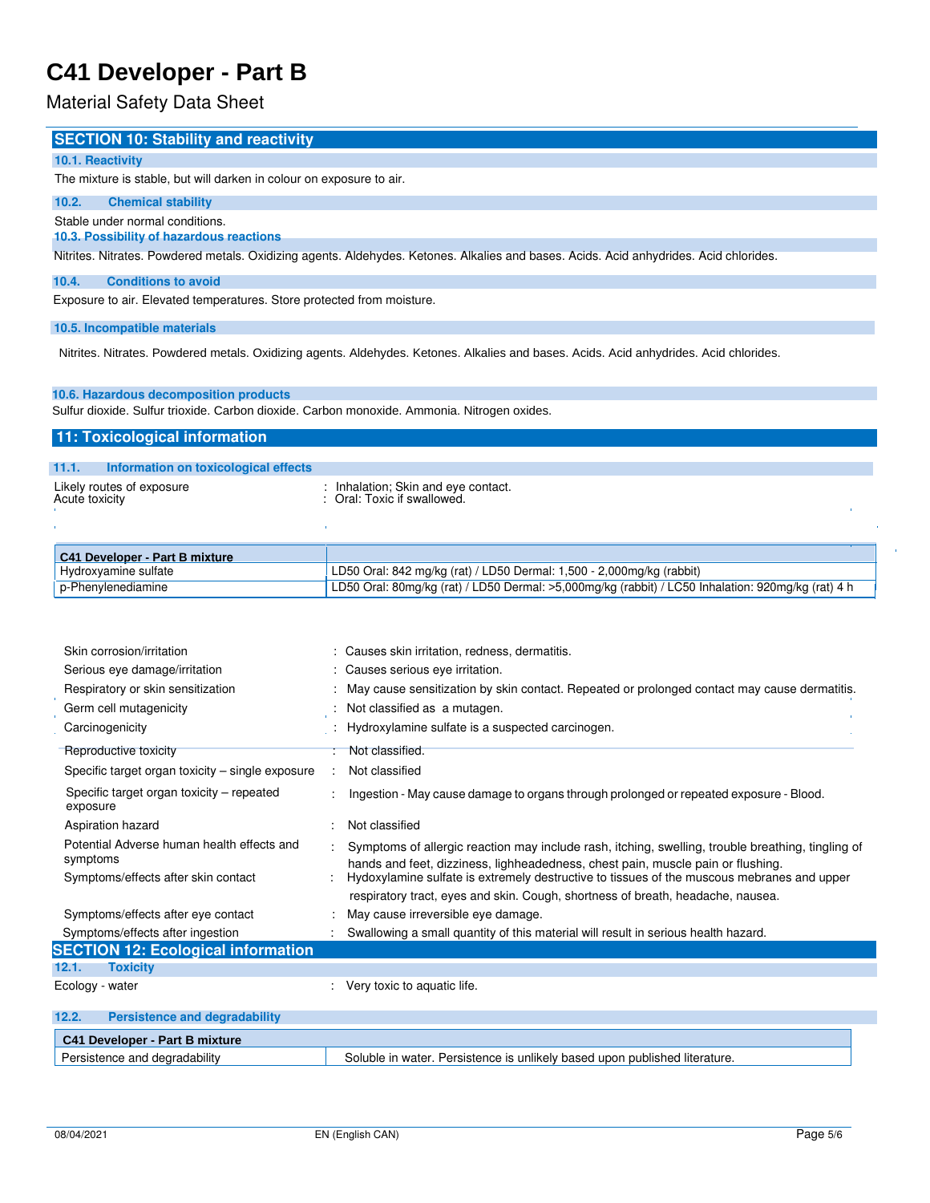# C41 Developer - Part B

Material Safety Data Sheet

## SECTION 10: Stability and reactivity

### 10.1. Reactivity

The mixture is stable, but will darken in colour on exposure to air.

### 10.2. Chemical stability

Stable under normal conditions.

### 10.3. Possibility of hazardous reactions

Nitrites. Nitrates. Powdered metals. Oxidizing agents. Aldehydes. Ketones. Alkalies and bases. Acids. Acid anhydrides. Acid chlorides.

### 10.4. Conditions to avoid

Exposure to air. Elevated temperatures. Store protected from moisture.

### 10.5. Incompatible materials

Nitrites. Nitrates. Powdered metals. Oxidizing agents. Aldehydes. Ketones. Alkalies and bases. Acids. Acid anhydrides. Acid chlorides.

### 10.6. Hazardous decomposition products

Sulfur dioxide. Sulfur trioxide. Carbon dioxide. Carbon monoxide. Ammonia. Nitrogen oxides.

## 11: Toxicological information

### 11.1. Information on toxicological effects

Likely routes of exposure : Inhalation; Skin and eye contact.
Acute toxicity : Oral: Toxic if swallowed.

| C41 Developer - Part B mixture | |
|---|---|
| Hydroxyamine sulfate | LD50 Oral: 842 mg/kg (rat) / LD50 Dermal: 1,500 - 2,000mg/kg (rabbit) |
| p-Phenylenediamine | LD50 Oral: 80mg/kg (rat) / LD50 Dermal: >5,000mg/kg (rabbit) / LC50 Inhalation: 920mg/kg (rat) 4 h |

Skin corrosion/irritation : Causes skin irritation, redness, dermatitis.

Serious eye damage/irritation : Causes serious eye irritation.

Respiratory or skin sensitization : May cause sensitization by skin contact. Repeated or prolonged contact may cause dermatitis.

Germ cell mutagenicity : Not classified as a mutagen.

Carcinogenicity : Hydroxylamine sulfate is a suspected carcinogen.

Reproductive toxicity : Not classified.

Specific target organ toxicity – single exposure : Not classified

Specific target organ toxicity – repeated exposure : Ingestion - May cause damage to organs through prolonged or repeated exposure - Blood.

Aspiration hazard : Not classified

Potential Adverse human health effects and symptoms : Symptoms of allergic reaction may include rash, itching, swelling, trouble breathing, tingling of hands and feet, dizziness, lighheadedness, chest pain, muscle pain or flushing.

Symptoms/effects after skin contact : Hydoxylamine sulfate is extremely destructive to tissues of the muscous mebranes and upper respiratory tract, eyes and skin. Cough, shortness of breath, headache, nausea.

Symptoms/effects after eye contact : May cause irreversible eye damage.

Symptoms/effects after ingestion : Swallowing a small quantity of this material will result in serious health hazard.

## SECTION 12: Ecological information

### 12.1. Toxicity

Ecology - water : Very toxic to aquatic life.

### 12.2. Persistence and degradability

| C41 Developer - Part B mixture | |
|---|---|
| Persistence and degradability | Soluble in water. Persistence is unlikely based upon published literature. |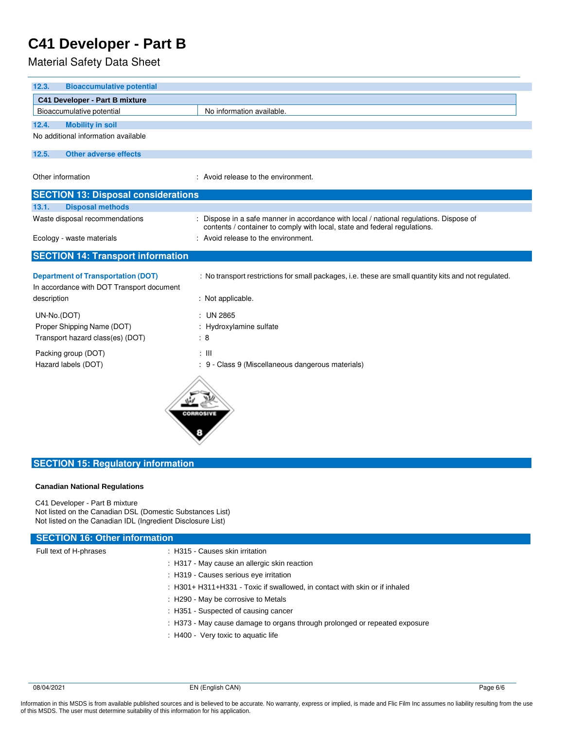# C41 Developer - Part B

Material Safety Data Sheet

### 12.3. Bioaccumulative potential

| C41 Developer - Part B mixture | |
|---|---|
| Bioaccumulative potential | No information available. |

### 12.4. Mobility in soil

No additional information available

### 12.5. Other adverse effects

Other information : Avoid release to the environment.

## SECTION 13: Disposal considerations

### 13.1. Disposal methods

Waste disposal recommendations : Dispose in a safe manner in accordance with local / national regulations. Dispose of contents / container to comply with local, state and federal regulations.

Ecology - waste materials : Avoid release to the environment.

## SECTION 14: Transport information

**Department of Transportation (DOT)** : No transport restrictions for small packages, i.e. these are small quantity kits and not regulated.

In accordance with DOT Transport document description : Not applicable.

UN-No.(DOT) : UN 2865

Proper Shipping Name (DOT) : Hydroxylamine sulfate

Transport hazard class(es) (DOT) : 8

Packing group (DOT) : III

Hazard labels (DOT) : 9 - Class 9 (Miscellaneous dangerous materials)

CORROSIVE

8

## SECTION 15: Regulatory information

**Canadian National Regulations**

C41 Developer - Part B mixture
Not listed on the Canadian DSL (Domestic Substances List)
Not listed on the Canadian IDL (Ingredient Disclosure List)

## SECTION 16: Other information

Full text of H-phrases :

- H315 - Causes skin irritation
- H317 - May cause an allergic skin reaction
- H319 - Causes serious eye irritation
- H301+ H311+H331 - Toxic if swallowed, in contact with skin or if inhaled
- H290 - May be corrosive to Metals
- H351 - Suspected of causing cancer
- H373 - May cause damage to organs through prolonged or repeated exposure
- H400 - Very toxic to aquatic life

Information in this MSDS is from available published sources and is believed to be accurate. No warranty, express or implied, is made and Flic Film Inc assumes no liability resulting from the use of this MSDS. The user must determine suitability of this information for his application.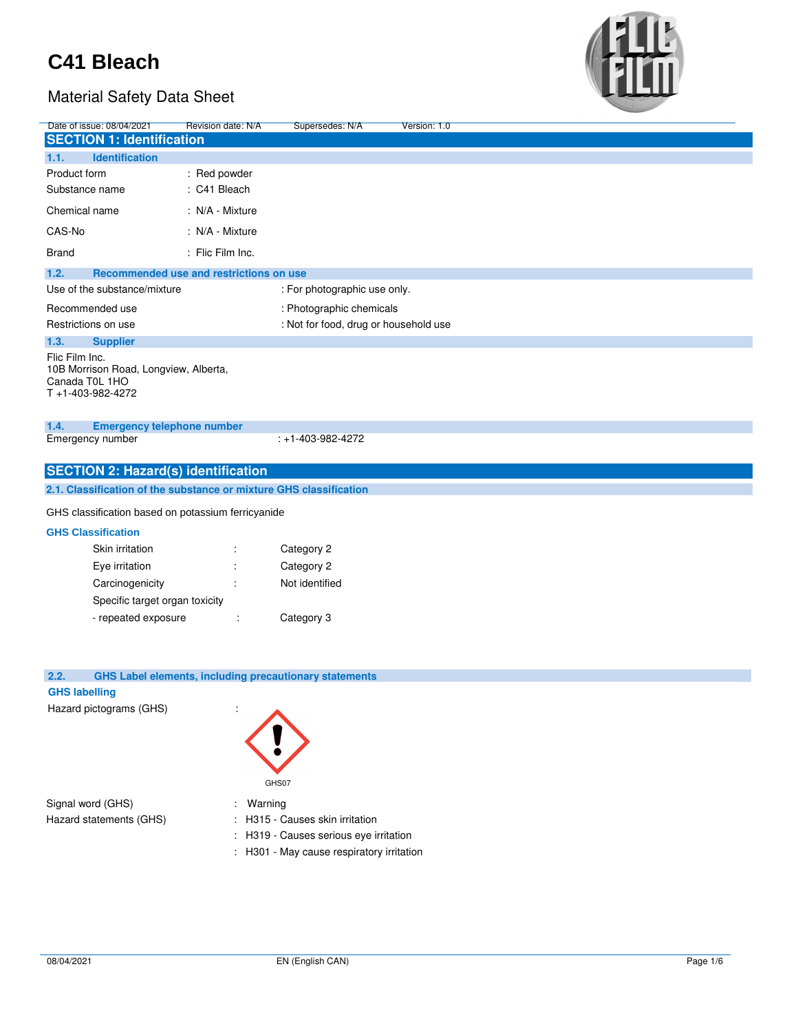# C41 Bleach

## Material Safety Data Sheet

Date of issue: 08/04/2021 Revision date: N/A Supersedes: N/A Version: 1.0

## SECTION 1: Identification

### 1.1. Identification

| | |
|---|---|
| Product form | : Red powder |
| Substance name | : C41 Bleach |
| Chemical name | : N/A - Mixture |
| CAS-No | : N/A - Mixture |
| Brand | : Flic Film Inc. |

### 1.2. Recommended use and restrictions on use

| | |
|---|---|
| Use of the substance/mixture | : For photographic use only. |
| Recommended use | : Photographic chemicals |
| Restrictions on use | : Not for food, drug or household use |

### 1.3. Supplier

Flic Film Inc.
10B Morrison Road, Longview, Alberta,
Canada T0L 1HO
T +1-403-982-4272

### 1.4. Emergency telephone number

Emergency number : +1-403-982-4272

## SECTION 2: Hazard(s) identification

### 2.1. Classification of the substance or mixture GHS classification

GHS classification based on potassium ferricyanide

**GHS Classification**

| | | |
|---|---|---|
| Skin irritation | : | Category 2 |
| Eye irritation | : | Category 2 |
| Carcinogenicity | : | Not identified |
| Specific target organ toxicity | | |
| - repeated exposure | : | Category 3 |

### 2.2. GHS Label elements, including precautionary statements

**GHS labelling**

Hazard pictograms (GHS) :

GHS07

Signal word (GHS) : Warning

Hazard statements (GHS) : H315 - Causes skin irritation
: H319 - Causes serious eye irritation
: H301 - May cause respiratory irritation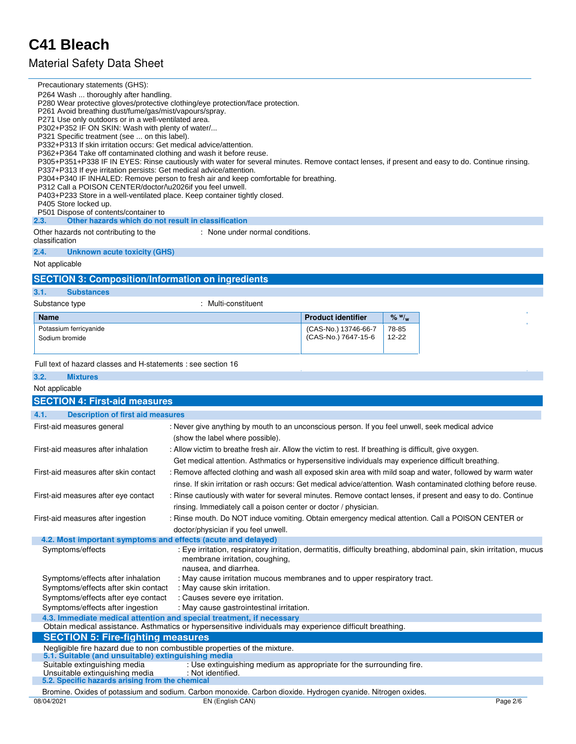Precautionary statements (GHS):

P264 Wash ... thoroughly after handling.
P280 Wear protective gloves/protective clothing/eye protection/face protection.
P261 Avoid breathing dust/fume/gas/mist/vapours/spray.
P271 Use only outdoors or in a well-ventilated area.
P302+P352 IF ON SKIN: Wash with plenty of water/...
P321 Specific treatment (see ... on this label).
P332+P313 If skin irritation occurs: Get medical advice/attention.
P362+P364 Take off contaminated clothing and wash it before reuse.
P305+P351+P338 IF IN EYES: Rinse cautiously with water for several minutes. Remove contact lenses, if present and easy to do. Continue rinsing.
P337+P313 If eye irritation persists: Get medical advice/attention.
P304+P340 IF INHALED: Remove person to fresh air and keep comfortable for breathing.
P312 Call a POISON CENTER/doctor/\u2026if you feel unwell.
P403+P233 Store in a well-ventilated place. Keep container tightly closed.
P405 Store locked up.
P501 Dispose of contents/container to

### 2.3. Other hazards which do not result in classification

Other hazards not contributing to the classification : None under normal conditions.

### 2.4. Unknown acute toxicity (GHS)

Not applicable

## SECTION 3: Composition/Information on ingredients

### 3.1. Substances

Substance type : Multi-constituent

| Name | Product identifier | % w/w |
|---|---|---|
| Potassium ferricyanide | (CAS-No.) 13746-66-7 | 78-85 |
| Sodium bromide | (CAS-No.) 7647-15-6 | 12-22 |

Full text of hazard classes and H-statements : see section 16

### 3.2. Mixtures

Not applicable

## SECTION 4: First-aid measures

### 4.1. Description of first aid measures

First-aid measures general : Never give anything by mouth to an unconscious person. If you feel unwell, seek medical advice (show the label where possible).

First-aid measures after inhalation : Allow victim to breathe fresh air. Allow the victim to rest. If breathing is difficult, give oxygen. Get medical attention. Asthmatics or hypersensitive individuals may experience difficult breathing.

First-aid measures after skin contact : Remove affected clothing and wash all exposed skin area with mild soap and water, followed by warm water rinse. If skin irritation or rash occurs: Get medical advice/attention. Wash contaminated clothing before reuse.

First-aid measures after eye contact : Rinse cautiously with water for several minutes. Remove contact lenses, if present and easy to do. Continue rinsing. Immediately call a poison center or doctor / physician.

First-aid measures after ingestion : Rinse mouth. Do NOT induce vomiting. Obtain emergency medical attention. Call a POISON CENTER or doctor/physician if you feel unwell.

### 4.2. Most important symptoms and effects (acute and delayed)

Symptoms/effects : Eye irritation, respiratory irritation, dermatitis, difficulty breathing, abdominal pain, skin irritation, mucus membrane irritation, coughing, nausea, and diarrhea.

Symptoms/effects after inhalation : May cause irritation mucous membranes and to upper respiratory tract.

Symptoms/effects after skin contact : May cause skin irritation.

Symptoms/effects after eye contact : Causes severe eye irritation.

Symptoms/effects after ingestion : May cause gastrointestinal irritation.

### 4.3. Immediate medical attention and special treatment, if necessary

Obtain medical assistance. Asthmatics or hypersensitive individuals may experience difficult breathing.

## SECTION 5: Fire-fighting measures

Negligible fire hazard due to non combustible properties of the mixture.

### 5.1. Suitable (and unsuitable) extinguishing media

Suitable extinguishing media : Use extinguishing medium as appropriate for the surrounding fire.

Unsuitable extinguishing media : Not identified.

### 5.2. Specific hazards arising from the chemical

Bromine. Oxides of potassium and sodium. Carbon monoxide. Carbon dioxide. Hydrogen cyanide. Nitrogen oxides.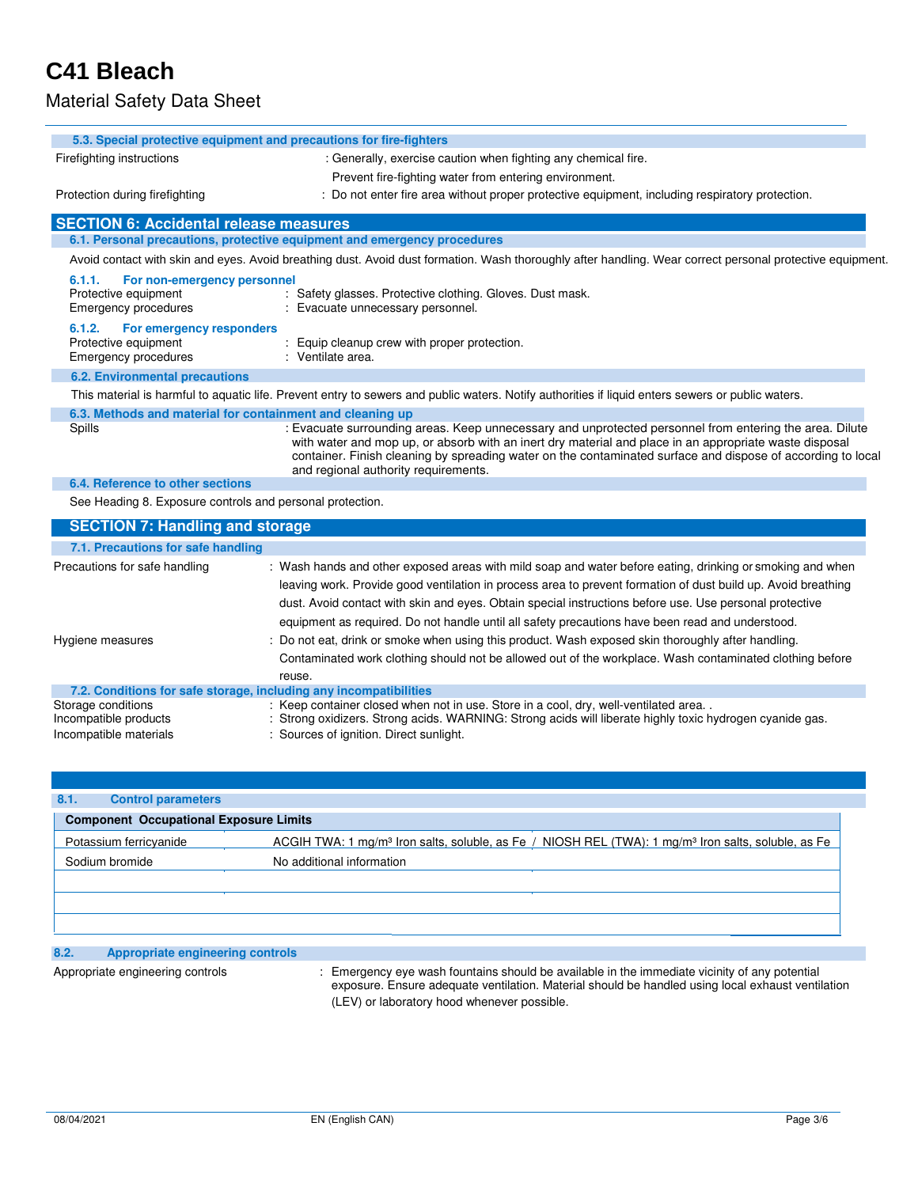# C41 Bleach

Material Safety Data Sheet

### 5.3. Special protective equipment and precautions for fire-fighters

Firefighting instructions : Generally, exercise caution when fighting any chemical fire.

Prevent fire-fighting water from entering environment.

Protection during firefighting : Do not enter fire area without proper protective equipment, including respiratory protection.

## SECTION 6: Accidental release measures

### 6.1. Personal precautions, protective equipment and emergency procedures

Avoid contact with skin and eyes. Avoid breathing dust. Avoid dust formation. Wash thoroughly after handling. Wear correct personal protective equipment.

#### 6.1.1. For non-emergency personnel

Protective equipment : Safety glasses. Protective clothing. Gloves. Dust mask.

Emergency procedures : Evacuate unnecessary personnel.

#### 6.1.2. For emergency responders

Protective equipment : Equip cleanup crew with proper protection.

Emergency procedures : Ventilate area.

### 6.2. Environmental precautions

This material is harmful to aquatic life. Prevent entry to sewers and public waters. Notify authorities if liquid enters sewers or public waters.

### 6.3. Methods and material for containment and cleaning up

Spills : Evacuate surrounding areas. Keep unnecessary and unprotected personnel from entering the area. Dilute with water and mop up, or absorb with an inert dry material and place in an appropriate waste disposal container. Finish cleaning by spreading water on the contaminated surface and dispose of according to local and regional authority requirements.

### 6.4. Reference to other sections

See Heading 8. Exposure controls and personal protection.

## SECTION 7: Handling and storage

### 7.1. Precautions for safe handling

Precautions for safe handling : Wash hands and other exposed areas with mild soap and water before eating, drinking or smoking and when leaving work. Provide good ventilation in process area to prevent formation of dust build up. Avoid breathing dust. Avoid contact with skin and eyes. Obtain special instructions before use. Use personal protective equipment as required. Do not handle until all safety precautions have been read and understood.

Hygiene measures : Do not eat, drink or smoke when using this product. Wash exposed skin thoroughly after handling. Contaminated work clothing should not be allowed out of the workplace. Wash contaminated clothing before reuse.

### 7.2. Conditions for safe storage, including any incompatibilities

Storage conditions : Keep container closed when not in use. Store in a cool, dry, well-ventilated area. .

Incompatible products : Strong oxidizers. Strong acids. WARNING: Strong acids will liberate highly toxic hydrogen cyanide gas.

Incompatible materials : Sources of ignition. Direct sunlight.

### 8.1. Control parameters

| Component | Occupational Exposure Limits | |
|---|---|---|
| Potassium ferricyanide | ACGIH TWA: 1 mg/m³ Iron salts, soluble, as Fe | NIOSH REL (TWA): 1 mg/m³ Iron salts, soluble, as Fe |
| Sodium bromide | No additional information | |
| | | |
| | | |
| | | |

### 8.2. Appropriate engineering controls

Appropriate engineering controls : Emergency eye wash fountains should be available in the immediate vicinity of any potential exposure. Ensure adequate ventilation. Material should be handled using local exhaust ventilation (LEV) or laboratory hood whenever possible.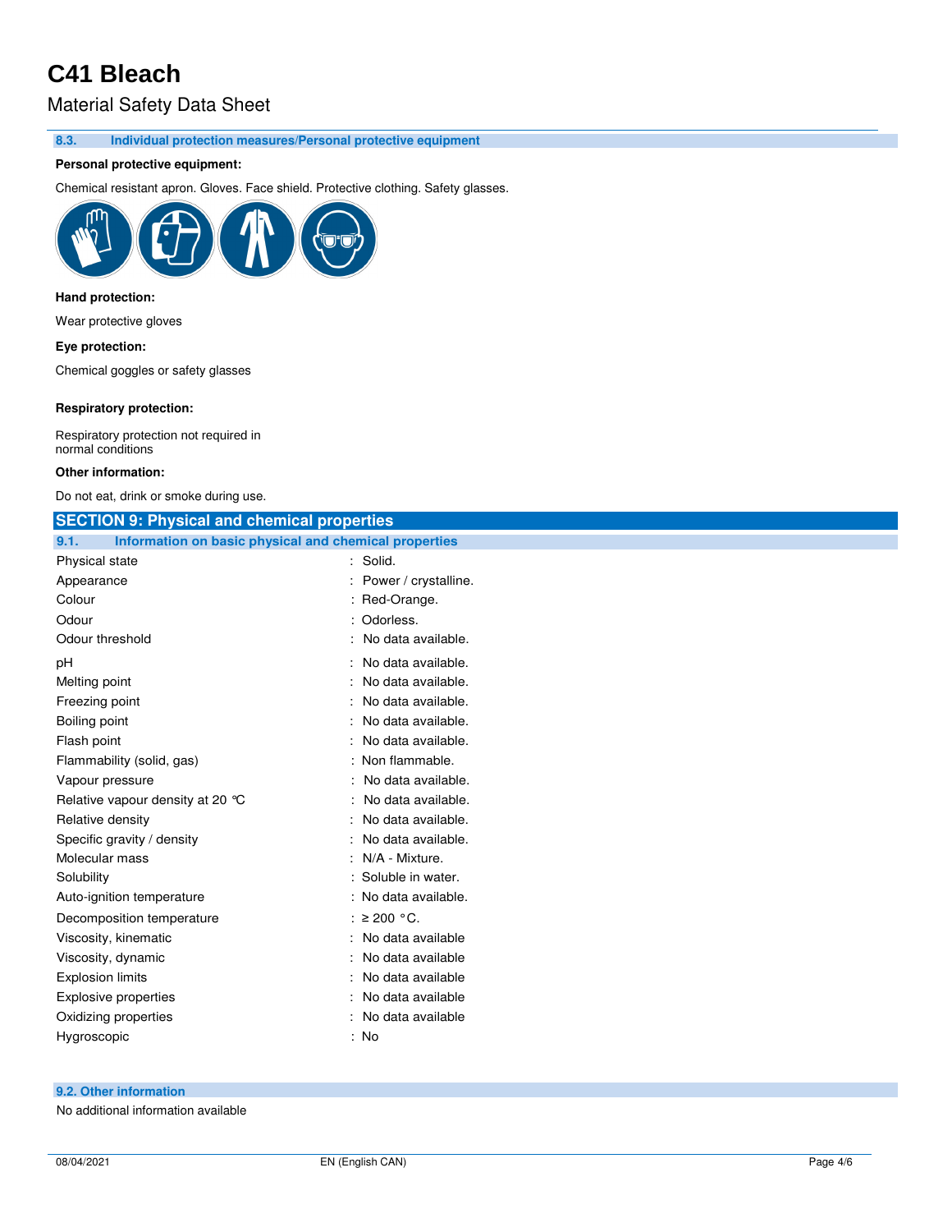### 8.3. Individual protection measures/Personal protective equipment

**Personal protective equipment:**

Chemical resistant apron. Gloves. Face shield. Protective clothing. Safety glasses.

**Hand protection:**

Wear protective gloves

**Eye protection:**

Chemical goggles or safety glasses

**Respiratory protection:**

Respiratory protection not required in normal conditions

**Other information:**

Do not eat, drink or smoke during use.

## SECTION 9: Physical and chemical properties

### 9.1. Information on basic physical and chemical properties

| | |
|---|---|
| Physical state | : Solid. |
| Appearance | : Power / crystalline. |
| Colour | : Red-Orange. |
| Odour | : Odorless. |
| Odour threshold | : No data available. |
| pH | : No data available. |
| Melting point | : No data available. |
| Freezing point | : No data available. |
| Boiling point | : No data available. |
| Flash point | : No data available. |
| Flammability (solid, gas) | : Non flammable. |
| Vapour pressure | : No data available. |
| Relative vapour density at 20 ℃ | : No data available. |
| Relative density | : No data available. |
| Specific gravity / density | : No data available. |
| Molecular mass | : N/A - Mixture. |
| Solubility | : Soluble in water. |
| Auto-ignition temperature | : No data available. |
| Decomposition temperature | : ≥ 200 °C. |
| Viscosity, kinematic | : No data available |
| Viscosity, dynamic | : No data available |
| Explosion limits | : No data available |
| Explosive properties | : No data available |
| Oxidizing properties | : No data available |
| Hygroscopic | : No |

### 9.2. Other information

No additional information available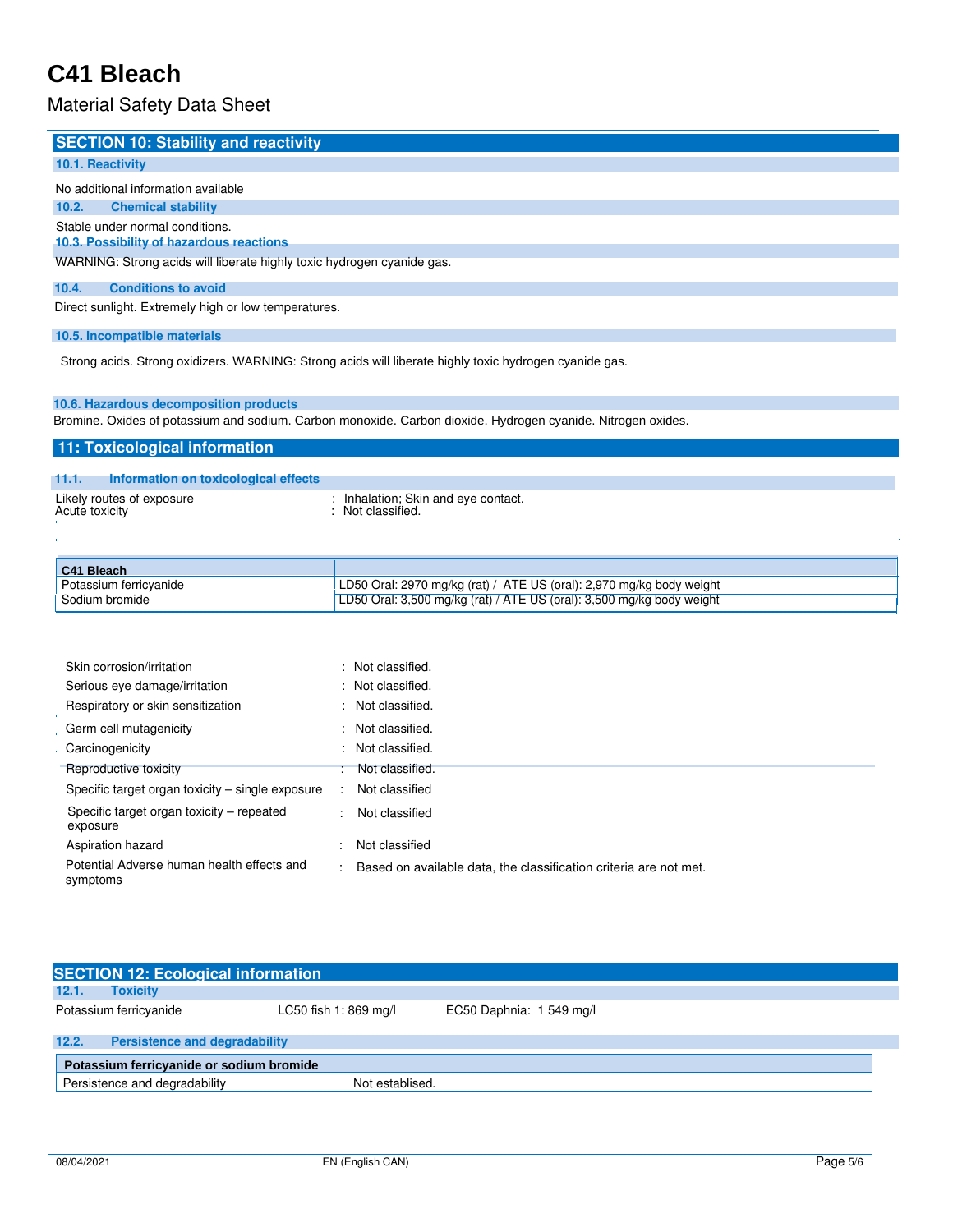# C41 Bleach

Material Safety Data Sheet

## SECTION 10: Stability and reactivity

### 10.1. Reactivity

No additional information available

### 10.2. Chemical stability

Stable under normal conditions.

### 10.3. Possibility of hazardous reactions

WARNING: Strong acids will liberate highly toxic hydrogen cyanide gas.

### 10.4. Conditions to avoid

Direct sunlight. Extremely high or low temperatures.

### 10.5. Incompatible materials

Strong acids. Strong oxidizers. WARNING: Strong acids will liberate highly toxic hydrogen cyanide gas.

### 10.6. Hazardous decomposition products

Bromine. Oxides of potassium and sodium. Carbon monoxide. Carbon dioxide. Hydrogen cyanide. Nitrogen oxides.

## 11: Toxicological information

### 11.1. Information on toxicological effects

Likely routes of exposure : Inhalation; Skin and eye contact.

Acute toxicity : Not classified.

| C41 Bleach | |
|---|---|
| Potassium ferricyanide | LD50 Oral: 2970 mg/kg (rat) / ATE US (oral): 2,970 mg/kg body weight |
| Sodium bromide | LD50 Oral: 3,500 mg/kg (rat) / ATE US (oral): 3,500 mg/kg body weight |

Skin corrosion/irritation : Not classified.

Serious eye damage/irritation : Not classified.

Respiratory or skin sensitization : Not classified.

Germ cell mutagenicity : Not classified.

Carcinogenicity : Not classified.

Reproductive toxicity : Not classified.

Specific target organ toxicity – single exposure : Not classified

Specific target organ toxicity – repeated exposure : Not classified

Aspiration hazard : Not classified

Potential Adverse human health effects and symptoms : Based on available data, the classification criteria are not met.

## SECTION 12: Ecological information

### 12.1. Toxicity

Potassium ferricyanide LC50 fish 1: 869 mg/l EC50 Daphnia: 1 549 mg/l

### 12.2. Persistence and degradability

| Potassium ferricyanide or sodium bromide | |
|---|---|
| Persistence and degradability | Not establised. |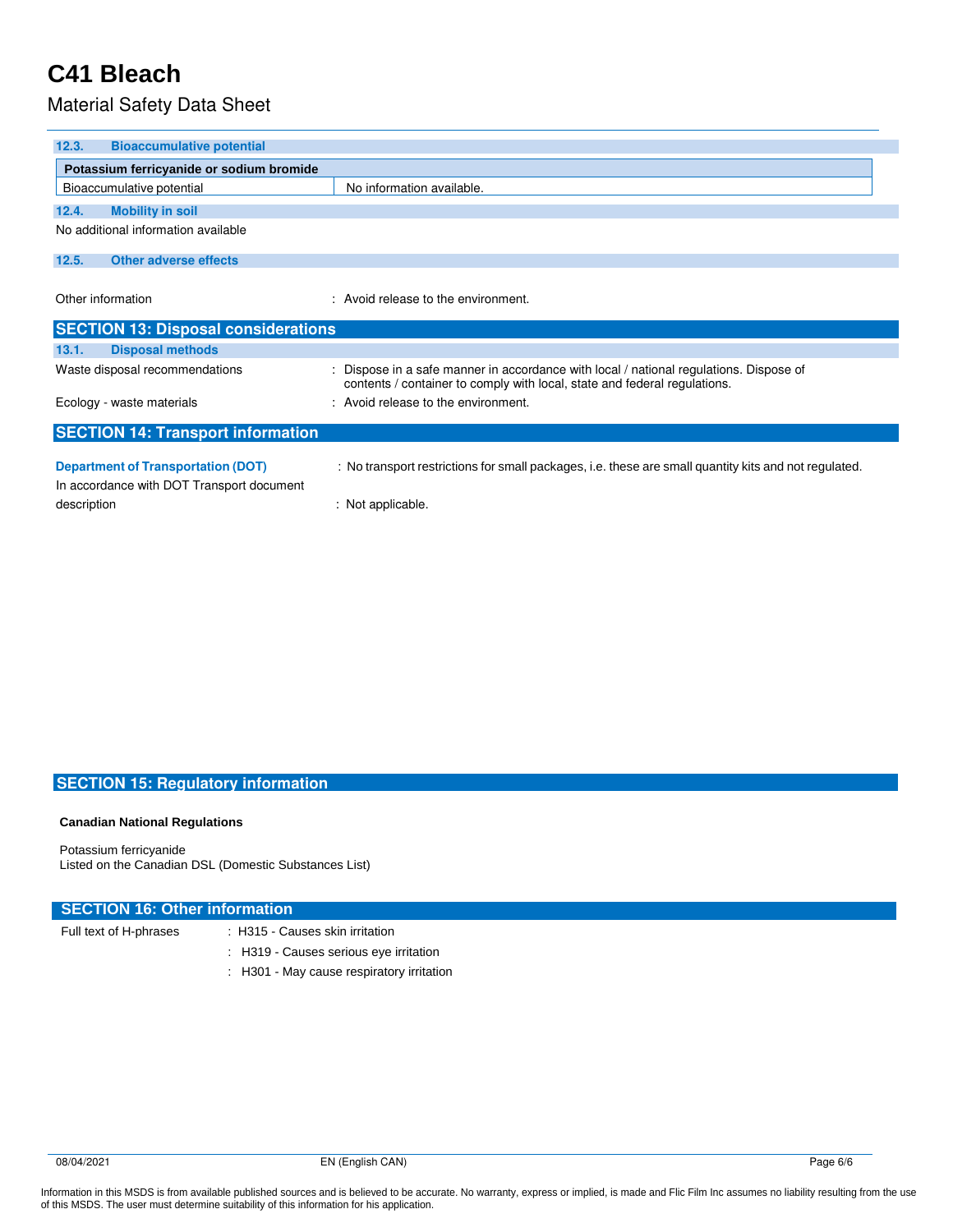### 12.3. Bioaccumulative potential

| Potassium ferricyanide or sodium bromide | |
|---|---|
| Bioaccumulative potential | No information available. |

### 12.4. Mobility in soil

No additional information available

### 12.5. Other adverse effects

Other information : Avoid release to the environment.

## SECTION 13: Disposal considerations

### 13.1. Disposal methods

Waste disposal recommendations : Dispose in a safe manner in accordance with local / national regulations. Dispose of contents / container to comply with local, state and federal regulations.

Ecology - waste materials : Avoid release to the environment.

## SECTION 14: Transport information

**Department of Transportation (DOT)** : No transport restrictions for small packages, i.e. these are small quantity kits and not regulated.

In accordance with DOT Transport document description : Not applicable.

## SECTION 15: Regulatory information

**Canadian National Regulations**

Potassium ferricyanide
Listed on the Canadian DSL (Domestic Substances List)

## SECTION 16: Other information

Full text of H-phrases : H315 - Causes skin irritation
: H319 - Causes serious eye irritation
: H301 - May cause respiratory irritation

Information in this MSDS is from available published sources and is believed to be accurate. No warranty, express or implied, is made and Flic Film Inc assumes no liability resulting from the use of this MSDS. The user must determine suitability of this information for his application.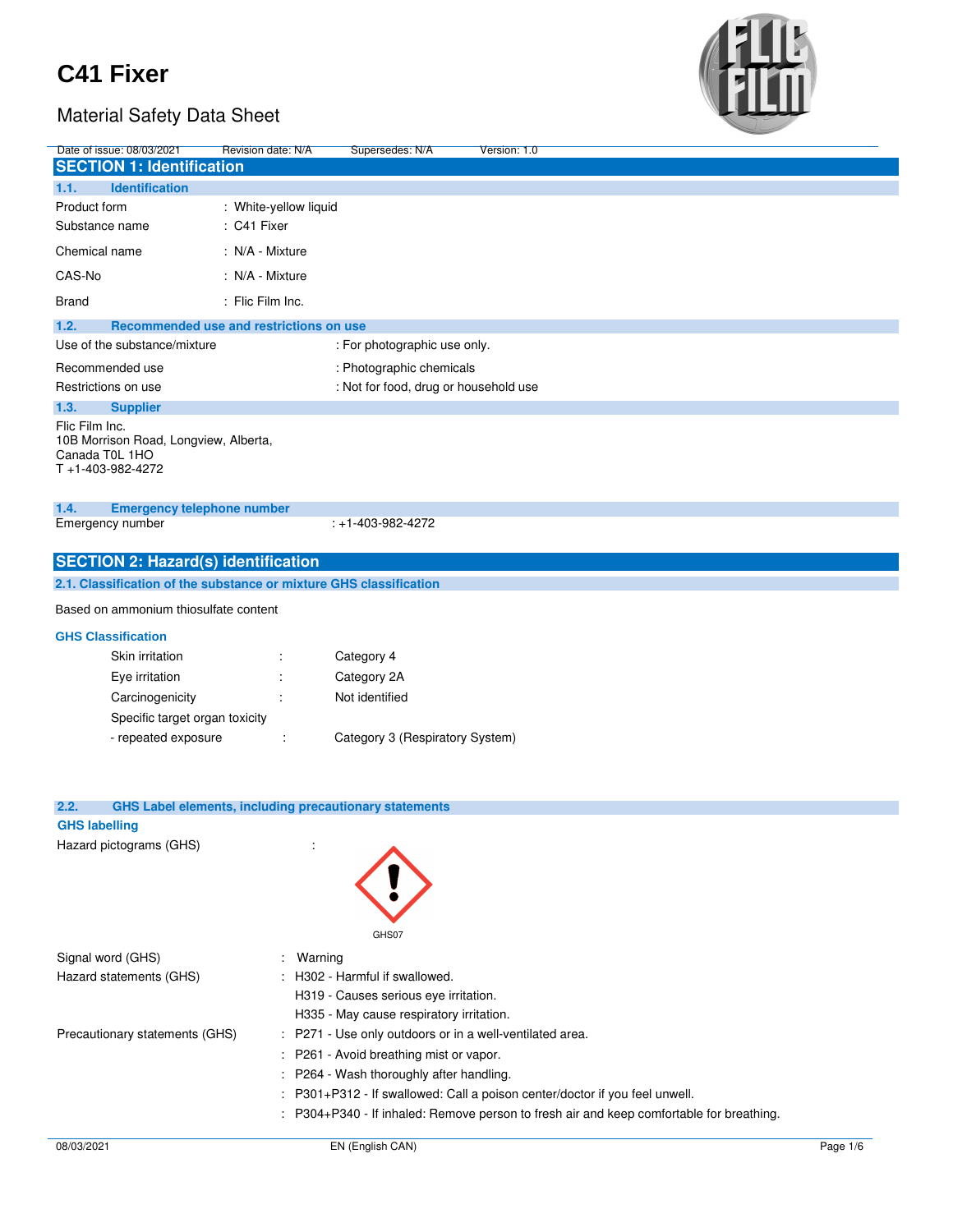# C41 Fixer

## Material Safety Data Sheet

Date of issue: 08/03/2021 Revision date: N/A Supersedes: N/A Version: 1.0

## SECTION 1: Identification

### 1.1. Identification

| | |
|---|---|
| Product form | : White-yellow liquid |
| Substance name | : C41 Fixer |
| Chemical name | : N/A - Mixture |
| CAS-No | : N/A - Mixture |
| Brand | : Flic Film Inc. |

### 1.2. Recommended use and restrictions on use

| | |
|---|---|
| Use of the substance/mixture | : For photographic use only. |
| Recommended use | : Photographic chemicals |
| Restrictions on use | : Not for food, drug or household use |

### 1.3. Supplier

Flic Film Inc.
10B Morrison Road, Longview, Alberta,
Canada T0L 1HO
T +1-403-982-4272

### 1.4. Emergency telephone number

Emergency number : +1-403-982-4272

## SECTION 2: Hazard(s) identification

### 2.1. Classification of the substance or mixture GHS classification

Based on ammonium thiosulfate content

**GHS Classification**

| | | |
|---|---|---|
| Skin irritation | : | Category 4 |
| Eye irritation | : | Category 2A |
| Carcinogenicity | : | Not identified |
| Specific target organ toxicity - repeated exposure | : | Category 3 (Respiratory System) |

### 2.2. GHS Label elements, including precautionary statements

**GHS labelling**

Hazard pictograms (GHS) :

GHS07

Signal word (GHS) : Warning

Hazard statements (GHS) :
H302 - Harmful if swallowed.
H319 - Causes serious eye irritation.
H335 - May cause respiratory irritation.

Precautionary statements (GHS) :
- P271 - Use only outdoors or in a well-ventilated area.
- P261 - Avoid breathing mist or vapor.
- P264 - Wash thoroughly after handling.
- P301+P312 - If swallowed: Call a poison center/doctor if you feel unwell.
- P304+P340 - If inhaled: Remove person to fresh air and keep comfortable for breathing.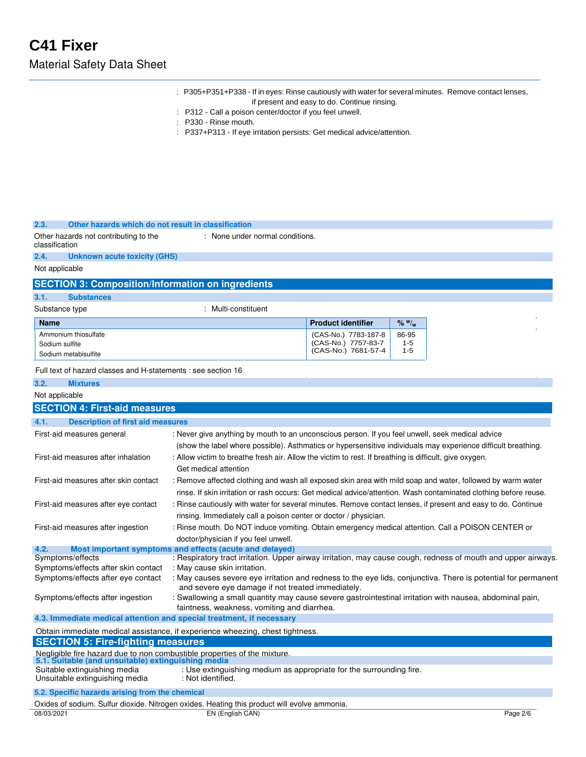: P305+P351+P338 - If in eyes: Rinse cautiously with water for several minutes. Remove contact lenses, if present and easy to do. Continue rinsing.

: P312 - Call a poison center/doctor if you feel unwell.

: P330 - Rinse mouth.

: P337+P313 - If eye irritation persists: Get medical advice/attention.

### 2.3. Other hazards which do not result in classification

Other hazards not contributing to the classification : None under normal conditions.

### 2.4. Unknown acute toxicity (GHS)

Not applicable

## SECTION 3: Composition/Information on ingredients

### 3.1. Substances

Substance type : Multi-constituent

| Name | Product identifier | % w/w |
|---|---|---|
| Ammonium thiosulfate | (CAS-No.) 7783-187-8 | 86-95 |
| Sodium sulfite | (CAS-No.) 7757-83-7 | 1-5 |
| Sodium metabisulfite | (CAS-No.) 7681-57-4 | 1-5 |

Full text of hazard classes and H-statements : see section 16

### 3.2. Mixtures

Not applicable

## SECTION 4: First-aid measures

### 4.1. Description of first aid measures

First-aid measures general : Never give anything by mouth to an unconscious person. If you feel unwell, seek medical advice (show the label where possible). Asthmatics or hypersensitive individuals may experience difficult breathing.

First-aid measures after inhalation : Allow victim to breathe fresh air. Allow the victim to rest. If breathing is difficult, give oxygen. Get medical attention

First-aid measures after skin contact : Remove affected clothing and wash all exposed skin area with mild soap and water, followed by warm water rinse. If skin irritation or rash occurs: Get medical advice/attention. Wash contaminated clothing before reuse.

First-aid measures after eye contact : Rinse cautiously with water for several minutes. Remove contact lenses, if present and easy to do. Continue rinsing. Immediately call a poison center or doctor / physician.

First-aid measures after ingestion : Rinse mouth. Do NOT induce vomiting. Obtain emergency medical attention. Call a POISON CENTER or doctor/physician if you feel unwell.

### 4.2. Most important symptoms and effects (acute and delayed)

Symptoms/effects : Respiratory tract irritation. Upper airway irritation, may cause cough, redness of mouth and upper airways.

Symptoms/effects after skin contact : May cause skin irritation.

Symptoms/effects after eye contact : May causes severe eye irritation and redness to the eye lids, conjunctiva. There is potential for permanent and severe eye damage if not treated immediately.

Symptoms/effects after ingestion : Swallowing a small quantity may cause severe gastrointestinal irritation with nausea, abdominal pain, faintness, weakness, vomiting and diarrhea.

### 4.3. Immediate medical attention and special treatment, if necessary

Obtain immediate medical assistance, if experience wheezing, chest tightness.

## SECTION 5: Fire-fighting measures

Negligible fire hazard due to non combustible properties of the mixture.

### 5.1. Suitable (and unsuitable) extinguishing media

Suitable extinguishing media : Use extinguishing medium as appropriate for the surrounding fire.

Unsuitable extinguishing media : Not identified.

### 5.2. Specific hazards arising from the chemical

Oxides of sodium. Sulfur dioxide. Nitrogen oxides. Heating this product will evolve ammonia.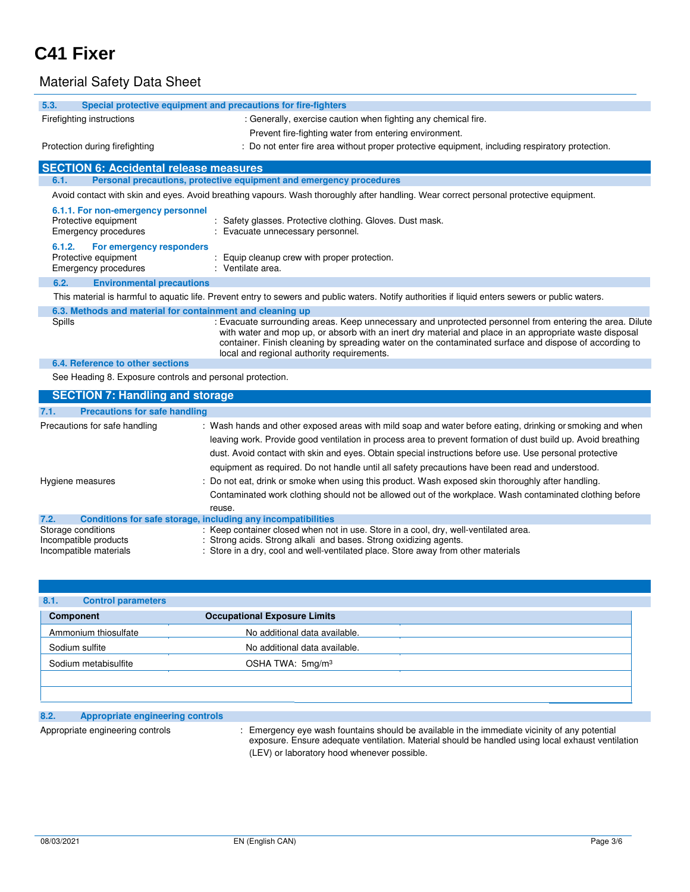# C41 Fixer

## Material Safety Data Sheet

### 5.3. Special protective equipment and precautions for fire-fighters

Firefighting instructions : Generally, exercise caution when fighting any chemical fire.
Prevent fire-fighting water from entering environment.

Protection during firefighting : Do not enter fire area without proper protective equipment, including respiratory protection.

## SECTION 6: Accidental release measures

### 6.1. Personal precautions, protective equipment and emergency procedures

Avoid contact with skin and eyes. Avoid breathing vapours. Wash thoroughly after handling. Wear correct personal protective equipment.

#### 6.1.1. For non-emergency personnel

Protective equipment : Safety glasses. Protective clothing. Gloves. Dust mask.
Emergency procedures : Evacuate unnecessary personnel.

#### 6.1.2. For emergency responders

Protective equipment : Equip cleanup crew with proper protection.
Emergency procedures : Ventilate area.

### 6.2. Environmental precautions

This material is harmful to aquatic life. Prevent entry to sewers and public waters. Notify authorities if liquid enters sewers or public waters.

### 6.3. Methods and material for containment and cleaning up

Spills : Evacuate surrounding areas. Keep unnecessary and unprotected personnel from entering the area. Dilute with water and mop up, or absorb with an inert dry material and place in an appropriate waste disposal container. Finish cleaning by spreading water on the contaminated surface and dispose of according to local and regional authority requirements.

### 6.4. Reference to other sections

See Heading 8. Exposure controls and personal protection.

## SECTION 7: Handling and storage

### 7.1. Precautions for safe handling

Precautions for safe handling : Wash hands and other exposed areas with mild soap and water before eating, drinking or smoking and when leaving work. Provide good ventilation in process area to prevent formation of dust build up. Avoid breathing dust. Avoid contact with skin and eyes. Obtain special instructions before use. Use personal protective equipment as required. Do not handle until all safety precautions have been read and understood.

Hygiene measures : Do not eat, drink or smoke when using this product. Wash exposed skin thoroughly after handling. Contaminated work clothing should not be allowed out of the workplace. Wash contaminated clothing before reuse.

### 7.2. Conditions for safe storage, including any incompatibilities

Storage conditions : Keep container closed when not in use. Store in a cool, dry, well-ventilated area.
Incompatible products : Strong acids. Strong alkali and bases. Strong oxidizing agents.
Incompatible materials : Store in a dry, cool and well-ventilated place. Store away from other materials

### 8.1. Control parameters

| Component | Occupational Exposure Limits |
|---|---|
| Ammonium thiosulfate | No additional data available. |
| Sodium sulfite | No additional data available. |
| Sodium metabisulfite | OSHA TWA: 5mg/m³ |

### 8.2. Appropriate engineering controls

Appropriate engineering controls : Emergency eye wash fountains should be available in the immediate vicinity of any potential exposure. Ensure adequate ventilation. Material should be handled using local exhaust ventilation (LEV) or laboratory hood whenever possible.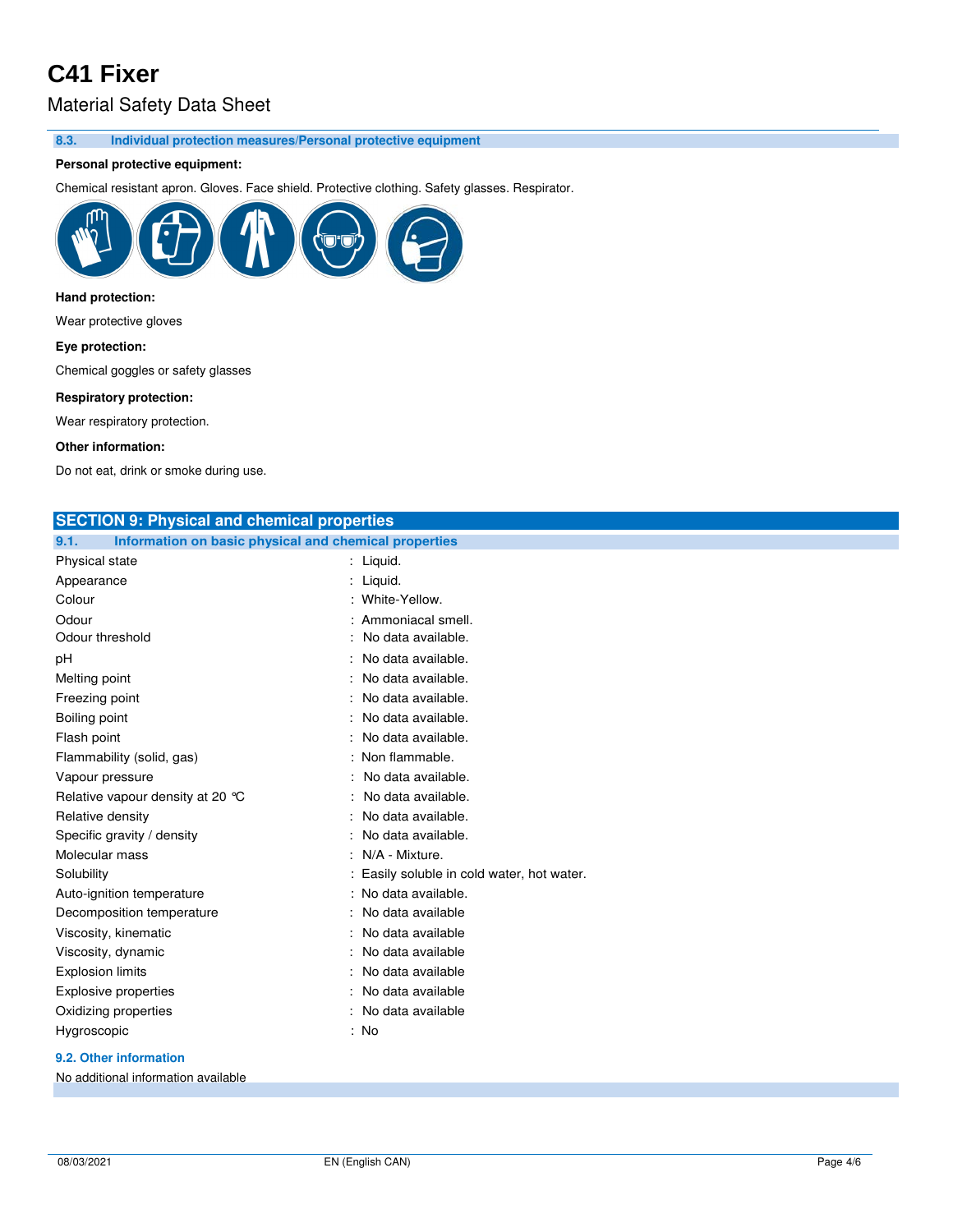### 8.3. Individual protection measures/Personal protective equipment

**Personal protective equipment:**

Chemical resistant apron. Gloves. Face shield. Protective clothing. Safety glasses. Respirator.

**Hand protection:**

Wear protective gloves

**Eye protection:**

Chemical goggles or safety glasses

**Respiratory protection:**

Wear respiratory protection.

**Other information:**

Do not eat, drink or smoke during use.

## SECTION 9: Physical and chemical properties

### 9.1. Information on basic physical and chemical properties

| | |
|---|---|
| Physical state | : Liquid. |
| Appearance | : Liquid. |
| Colour | : White-Yellow. |
| Odour | : Ammoniacal smell. |
| Odour threshold | : No data available. |
| pH | : No data available. |
| Melting point | : No data available. |
| Freezing point | : No data available. |
| Boiling point | : No data available. |
| Flash point | : No data available. |
| Flammability (solid, gas) | : Non flammable. |
| Vapour pressure | : No data available. |
| Relative vapour density at 20 °C | : No data available. |
| Relative density | : No data available. |
| Specific gravity / density | : No data available. |
| Molecular mass | : N/A - Mixture. |
| Solubility | : Easily soluble in cold water, hot water. |
| Auto-ignition temperature | : No data available. |
| Decomposition temperature | : No data available |
| Viscosity, kinematic | : No data available |
| Viscosity, dynamic | : No data available |
| Explosion limits | : No data available |
| Explosive properties | : No data available |
| Oxidizing properties | : No data available |
| Hygroscopic | : No |

### 9.2. Other information

No additional information available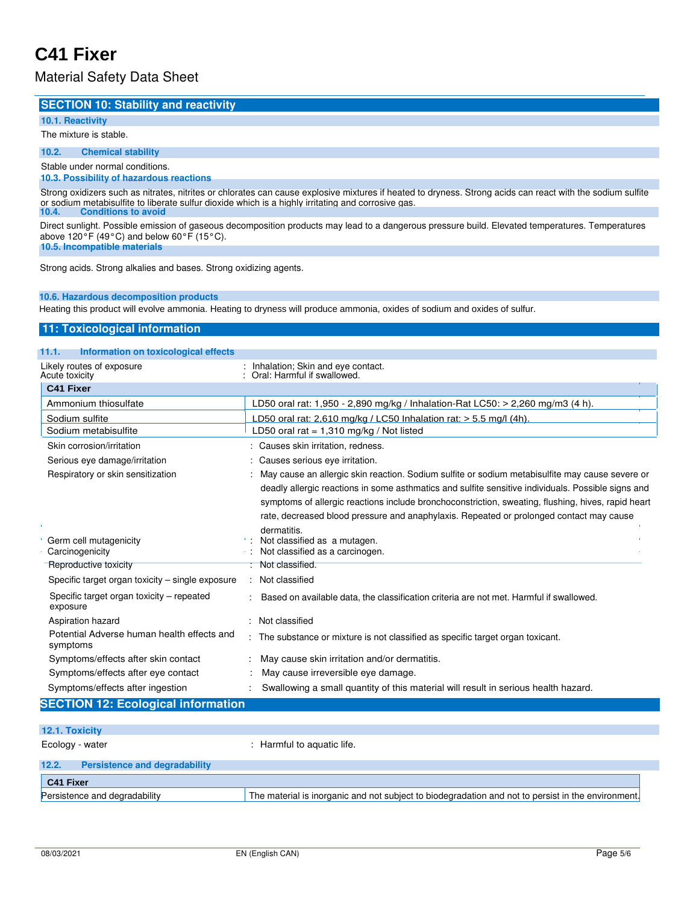## SECTION 10: Stability and reactivity

### 10.1. Reactivity

The mixture is stable.

### 10.2. Chemical stability

Stable under normal conditions.

### 10.3. Possibility of hazardous reactions

Strong oxidizers such as nitrates, nitrites or chlorates can cause explosive mixtures if heated to dryness. Strong acids can react with the sodium sulfite or sodium metabisulfite to liberate sulfur dioxide which is a highly irritating and corrosive gas.

### 10.4. Conditions to avoid

Direct sunlight. Possible emission of gaseous decomposition products may lead to a dangerous pressure build. Elevated temperatures. Temperatures above 120°F (49°C) and below 60°F (15°C).

### 10.5. Incompatible materials

Strong acids. Strong alkalies and bases. Strong oxidizing agents.

### 10.6. Hazardous decomposition products

Heating this product will evolve ammonia. Heating to dryness will produce ammonia, oxides of sodium and oxides of sulfur.

## 11: Toxicological information

### 11.1. Information on toxicological effects

Likely routes of exposure : Inhalation; Skin and eye contact.
Acute toxicity : Oral: Harmful if swallowed.

| C41 Fixer | |
|---|---|
| Ammonium thiosulfate | LD50 oral rat: 1,950 - 2,890 mg/kg / Inhalation-Rat LC50: > 2,260 mg/m3 (4 h). |
| Sodium sulfite | LD50 oral rat: 2,610 mg/kg / LC50 Inhalation rat: > 5.5 mg/l (4h). |
| Sodium metabisulfite | LD50 oral rat = 1,310 mg/kg / Not listed |

| | |
|---|---|
| Skin corrosion/irritation | : Causes skin irritation, redness. |
| Serious eye damage/irritation | : Causes serious eye irritation. |
| Respiratory or skin sensitization | : May cause an allergic skin reaction. Sodium sulfite or sodium metabisulfite may cause severe or deadly allergic reactions in some asthmatics and sulfite sensitive individuals. Possible signs and symptoms of allergic reactions include bronchoconstriction, sweating, flushing, hives, rapid heart rate, decreased blood pressure and anaphylaxis. Repeated or prolonged contact may cause dermatitis. |
| Germ cell mutagenicity | : Not classified as a mutagen. |
| Carcinogenicity | : Not classified as a carcinogen. |
| Reproductive toxicity | : Not classified. |
| Specific target organ toxicity – single exposure | : Not classified |
| Specific target organ toxicity – repeated exposure | : Based on available data, the classification criteria are not met. Harmful if swallowed. |
| Aspiration hazard | : Not classified |
| Potential Adverse human health effects and symptoms | : The substance or mixture is not classified as specific target organ toxicant. |
| Symptoms/effects after skin contact | : May cause skin irritation and/or dermatitis. |
| Symptoms/effects after eye contact | : May cause irreversible eye damage. |
| Symptoms/effects after ingestion | : Swallowing a small quantity of this material will result in serious health hazard. |

## SECTION 12: Ecological information

### 12.1. Toxicity

Ecology - water : Harmful to aquatic life.

### 12.2. Persistence and degradability

| C41 Fixer | |
|---|---|
| Persistence and degradability | The material is inorganic and not subject to biodegradation and not to persist in the environment. |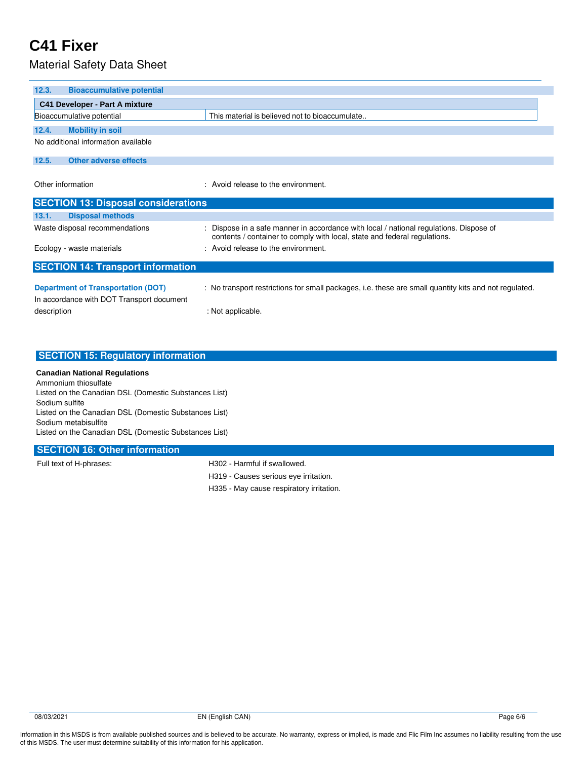### 12.3. Bioaccumulative potential

| C41 Developer - Part A mixture | |
|---|---|
| Bioaccumulative potential | This material is believed not to bioaccumulate.. |

### 12.4. Mobility in soil

No additional information available

### 12.5. Other adverse effects

Other information : Avoid release to the environment.

## SECTION 13: Disposal considerations

### 13.1. Disposal methods

Waste disposal recommendations : Dispose in a safe manner in accordance with local / national regulations. Dispose of contents / container to comply with local, state and federal regulations.

Ecology - waste materials : Avoid release to the environment.

## SECTION 14: Transport information

**Department of Transportation (DOT)** : No transport restrictions for small packages, i.e. these are small quantity kits and not regulated.

In accordance with DOT Transport document description : Not applicable.

## SECTION 15: Regulatory information

**Canadian National Regulations**

Ammonium thiosulfate
Listed on the Canadian DSL (Domestic Substances List)
Sodium sulfite
Listed on the Canadian DSL (Domestic Substances List)
Sodium metabisulfite
Listed on the Canadian DSL (Domestic Substances List)

## SECTION 16: Other information

Full text of H-phrases:

- H302 - Harmful if swallowed.
- H319 - Causes serious eye irritation.
- H335 - May cause respiratory irritation.

08/03/2021 EN (English CAN)

Information in this MSDS is from available published sources and is believed to be accurate. No warranty, express or implied, is made and Flic Film Inc assumes no liability resulting from the use of this MSDS. The user must determine suitability of this information for his application.